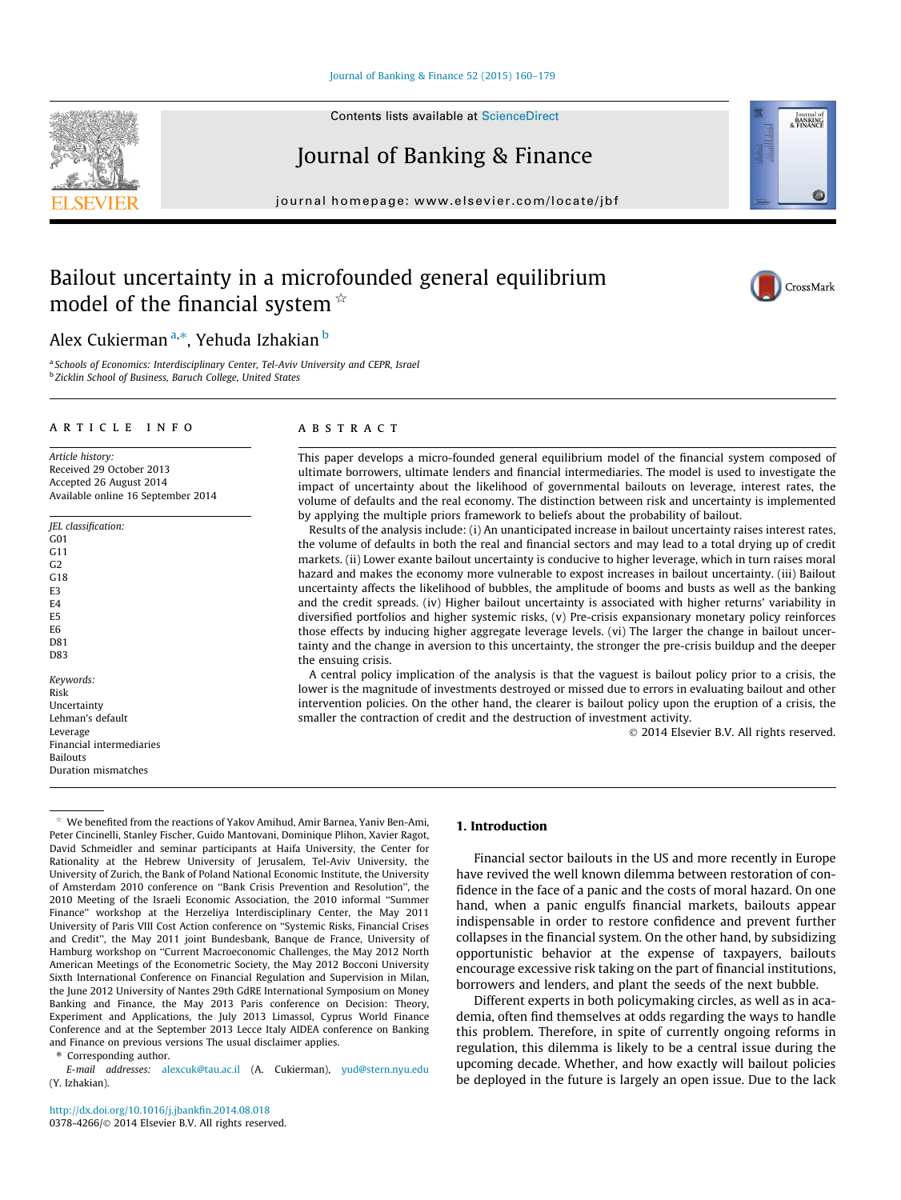# Bailout uncertainty in a microfounded general equilibrium model of the financial system ☆

Alex Cukierman [a,*], Yehuda Izhakian [b]

[a] Schools of Economics: Interdisciplinary Center, Tel-Aviv University and CEPR, Israel
[b] Zicklin School of Business, Baruch College, United States

## ARTICLE INFO

*Article history:*
Received 29 October 2013
Accepted 26 August 2014
Available online 16 September 2014

*JEL classification:*
G01
G11
G2
G18
E3
E4
E5
E6
D81
D83

*Keywords:*
Risk
Uncertainty
Lehman's default
Leverage
Financial intermediaries
Bailouts
Duration mismatches

## ABSTRACT

This paper develops a micro-founded general equilibrium model of the financial system composed of ultimate borrowers, ultimate lenders and financial intermediaries. The model is used to investigate the impact of uncertainty about the likelihood of governmental bailouts on leverage, interest rates, the volume of defaults and the real economy. The distinction between risk and uncertainty is implemented by applying the multiple priors framework to beliefs about the probability of bailout.

Results of the analysis include: (i) An unanticipated increase in bailout uncertainty raises interest rates, the volume of defaults in both the real and financial sectors and may lead to a total drying up of credit markets. (ii) Lower exante bailout uncertainty is conducive to higher leverage, which in turn raises moral hazard and makes the economy more vulnerable to expost increases in bailout uncertainty. (iii) Bailout uncertainty affects the likelihood of bubbles, the amplitude of booms and busts as well as the banking and the credit spreads. (iv) Higher bailout uncertainty is associated with higher returns' variability in diversified portfolios and higher systemic risks, (v) Pre-crisis expansionary monetary policy reinforces those effects by inducing higher aggregate leverage levels. (vi) The larger the change in bailout uncertainty and the change in aversion to this uncertainty, the stronger the pre-crisis buildup and the deeper the ensuing crisis.

A central policy implication of the analysis is that the vaguest is bailout policy prior to a crisis, the lower is the magnitude of investments destroyed or missed due to errors in evaluating bailout and other intervention policies. On the other hand, the clearer is bailout policy upon the eruption of a crisis, the smaller the contraction of credit and the destruction of investment activity.

© 2014 Elsevier B.V. All rights reserved.

## 1. Introduction

Financial sector bailouts in the US and more recently in Europe have revived the well known dilemma between restoration of confidence in the face of a panic and the costs of moral hazard. On one hand, when a panic engulfs financial markets, bailouts appear indispensable in order to restore confidence and prevent further collapses in the financial system. On the other hand, by subsidizing opportunistic behavior at the expense of taxpayers, bailouts encourage excessive risk taking on the part of financial institutions, borrowers and lenders, and plant the seeds of the next bubble.

Different experts in both policymaking circles, as well as in academia, often find themselves at odds regarding the ways to handle this problem. Therefore, in spite of currently ongoing reforms in regulation, this dilemma is likely to be a central issue during the upcoming decade. Whether, and how exactly will bailout policies be deployed in the future is largely an open issue. Due to the lack

---

☆ We benefited from the reactions of Yakov Amihud, Amir Barnea, Yaniv Ben-Ami, Peter Cincinelli, Stanley Fischer, Guido Mantovani, Dominique Plihon, Xavier Ragot, David Schmeidler and seminar participants at Haifa University, the Center for Rationality at the Hebrew University of Jerusalem, Tel-Aviv University, the University of Zurich, the Bank of Poland National Economic Institute, the University of Amsterdam 2010 conference on "Bank Crisis Prevention and Resolution", the 2010 Meeting of the Israeli Economic Association, the 2010 informal "Summer Finance" workshop at the Herzeliya Interdisciplinary Center, the May 2011 University of Paris VIII Cost Action conference on "Systemic Risks, Financial Crises and Credit", the May 2011 joint Bundesbank, Banque de France, University of Hamburg workshop on "Current Macroeconomic Challenges, the May 2012 North American Meetings of the Econometric Society, the May 2012 Bocconi University Sixth International Conference on Financial Regulation and Supervision in Milan, the June 2012 University of Nantes 29th GdRE International Symposium on Money Banking and Finance, the May 2013 Paris conference on Decision: Theory, Experiment and Applications, the July 2013 Limassol, Cyprus World Finance Conference and at the September 2013 Lecce Italy AIDEA conference on Banking and Finance on previous versions The usual disclaimer applies.

\* Corresponding author.

*E-mail addresses:* alexcuk@tau.ac.il (A. Cukierman), yud@stern.nyu.edu (Y. Izhakian).

http://dx.doi.org/10.1016/j.jbankfin.2014.08.018
0378-4266/© 2014 Elsevier B.V. All rights reserved.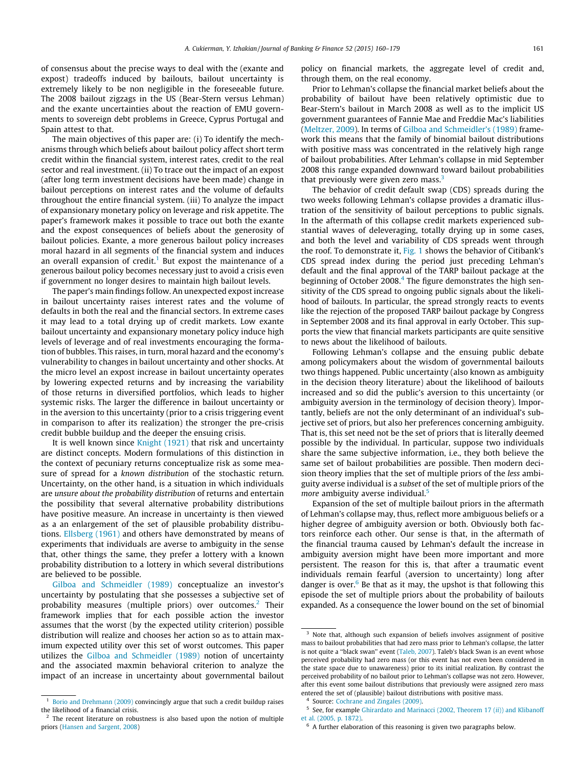of consensus about the precise ways to deal with the (exante and expost) tradeoffs induced by bailouts, bailout uncertainty is extremely likely to be non negligible in the foreseeable future. The 2008 bailout zigzags in the US (Bear-Stern versus Lehman) and the exante uncertainties about the reaction of EMU governments to sovereign debt problems in Greece, Cyprus Portugal and Spain attest to that.

The main objectives of this paper are: (i) To identify the mechanisms through which beliefs about bailout policy affect short term credit within the financial system, interest rates, credit to the real sector and real investment. (ii) To trace out the impact of an expost (after long term investment decisions have been made) change in bailout perceptions on interest rates and the volume of defaults throughout the entire financial system. (iii) To analyze the impact of expansionary monetary policy on leverage and risk appetite. The paper's framework makes it possible to trace out both the exante and the expost consequences of beliefs about the generosity of bailout policies. Exante, a more generous bailout policy increases moral hazard in all segments of the financial system and induces an overall expansion of credit.[1] But expost the maintenance of a generous bailout policy becomes necessary just to avoid a crisis even if government no longer desires to maintain high bailout levels.

The paper's main findings follow. An unexpected expost increase in bailout uncertainty raises interest rates and the volume of defaults in both the real and the financial sectors. In extreme cases it may lead to a total drying up of credit markets. Low exante bailout uncertainty and expansionary monetary policy induce high levels of leverage and of real investments encouraging the formation of bubbles. This raises, in turn, moral hazard and the economy's vulnerability to changes in bailout uncertainty and other shocks. At the micro level an expost increase in bailout uncertainty operates by lowering expected returns and by increasing the variability of those returns in diversified portfolios, which leads to higher systemic risks. The larger the difference in bailout uncertainty or in the aversion to this uncertainty (prior to a crisis triggering event in comparison to after its realization) the stronger the pre-crisis credit bubble buildup and the deeper the ensuing crisis.

It is well known since Knight (1921) that risk and uncertainty are distinct concepts. Modern formulations of this distinction in the context of pecuniary returns conceptualize risk as some measure of spread for a *known distribution* of the stochastic return. Uncertainty, on the other hand, is a situation in which individuals are *unsure about the probability distribution* of returns and entertain the possibility that several alternative probability distributions have positive measure. An increase in uncertainty is then viewed as a an enlargement of the set of plausible probability distributions. Ellsberg (1961) and others have demonstrated by means of experiments that individuals are averse to ambiguity in the sense that, other things the same, they prefer a lottery with a known probability distribution to a lottery in which several distributions are believed to be possible.

Gilboa and Schmeidler (1989) conceptualize an investor's uncertainty by postulating that she possesses a subjective set of probability measures (multiple priors) over outcomes.[2] Their framework implies that for each possible action the investor assumes that the worst (by the expected utility criterion) possible distribution will realize and chooses her action so as to attain maximum expected utility over this set of worst outcomes. This paper utilizes the Gilboa and Schmeidler (1989) notion of uncertainty and the associated maxmin behavioral criterion to analyze the impact of an increase in uncertainty about governmental bailout policy on financial markets, the aggregate level of credit and, through them, on the real economy.

Prior to Lehman's collapse the financial market beliefs about the probability of bailout have been relatively optimistic due to Bear-Stern's bailout in March 2008 as well as to the implicit US government guarantees of Fannie Mae and Freddie Mac's liabilities (Meltzer, 2009). In terms of Gilboa and Schmeidler's (1989) framework this means that the family of binomial bailout distributions with positive mass was concentrated in the relatively high range of bailout probabilities. After Lehman's collapse in mid September 2008 this range expanded downward toward bailout probabilities that previously were given zero mass.[3]

The behavior of credit default swap (CDS) spreads during the two weeks following Lehman's collapse provides a dramatic illustration of the sensitivity of bailout perceptions to public signals. In the aftermath of this collapse credit markets experienced substantial waves of deleveraging, totally drying up in some cases, and both the level and variability of CDS spreads went through the roof. To demonstrate it, Fig. 1 shows the behavior of Citibank's CDS spread index during the period just preceding Lehman's default and the final approval of the TARP bailout package at the beginning of October 2008.[4] The figure demonstrates the high sensitivity of the CDS spread to ongoing public signals about the likelihood of bailouts. In particular, the spread strongly reacts to events like the rejection of the proposed TARP bailout package by Congress in September 2008 and its final approval in early October. This supports the view that financial markets participants are quite sensitive to news about the likelihood of bailouts.

Following Lehman's collapse and the ensuing public debate among policymakers about the wisdom of governmental bailouts two things happened. Public uncertainty (also known as ambiguity in the decision theory literature) about the likelihood of bailouts increased and so did the public's aversion to this uncertainty (or ambiguity aversion in the terminology of decision theory). Importantly, beliefs are not the only determinant of an individual's subjective set of priors, but also her preferences concerning ambiguity. That is, this set need not be the set of priors that is literally deemed possible by the individual. In particular, suppose two individuals share the same subjective information, i.e., they both believe the same set of bailout probabilities are possible. Then modern decision theory implies that the set of multiple priors of the *less* ambiguity averse individual is a *subset* of the set of multiple priors of the *more* ambiguity averse individual.[5]

Expansion of the set of multiple bailout priors in the aftermath of Lehman's collapse may, thus, reflect more ambiguous beliefs or a higher degree of ambiguity aversion or both. Obviously both factors reinforce each other. Our sense is that, in the aftermath of the financial trauma caused by Lehman's default the increase in ambiguity aversion might have been more important and more persistent. The reason for this is, that after a traumatic event individuals remain fearful (aversion to uncertainty) long after danger is over.[6] Be that as it may, the upshot is that following this episode the set of multiple priors about the probability of bailouts expanded. As a consequence the lower bound on the set of binomial

[1] Borio and Drehmann (2009) convincingly argue that such a credit buildup raises the likelihood of a financial crisis.

[2] The recent literature on robustness is also based upon the notion of multiple priors (Hansen and Sargent, 2008)

[3] Note that, although such expansion of beliefs involves assignment of positive mass to bailout probabilities that had zero mass prior to Lehman's collapse, the latter is not quite a "black swan" event (Taleb, 2007). Taleb's black Swan is an event whose perceived probability had zero mass (or this event has not even been considered in the state space due to unawareness) prior to its initial realization. By contrast the perceived probability of no bailout prior to Lehman's collapse was not zero. However, after this event some bailout distributions that previously were assigned zero mass entered the set of (plausible) bailout distributions with positive mass.

[4] Source: Cochrane and Zingales (2009).

[5] See, for example Ghirardato and Marinacci (2002, Theorem 17 (*ii*)) and Klibanoff et al. (2005, p. 1872).

[6] A further elaboration of this reasoning is given two paragraphs below.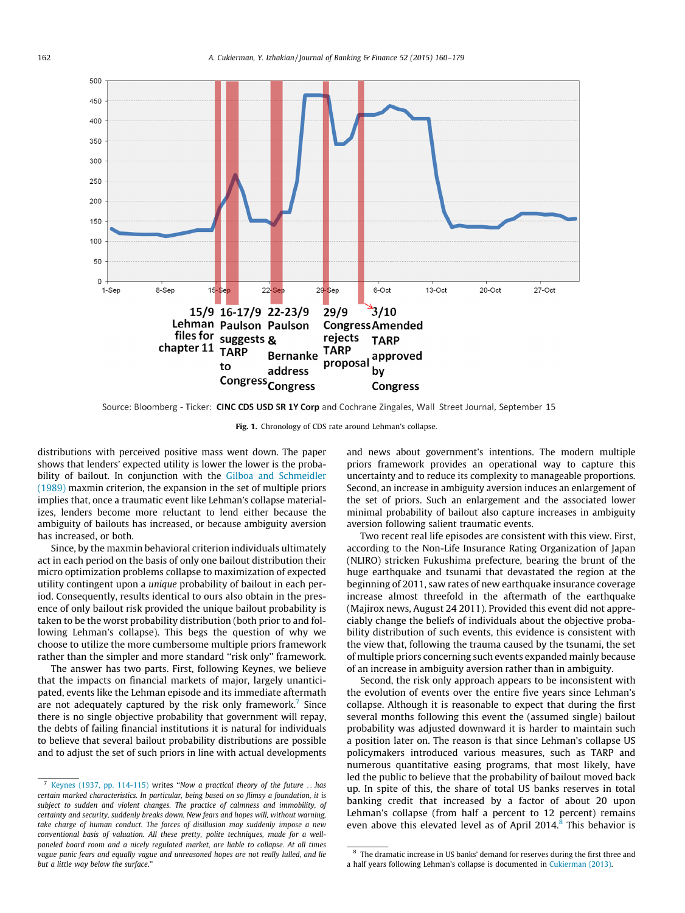Source: Bloomberg - Ticker: **CINC CDS USD SR 1Y Corp** and Cochrane Zingales, Wall Street Journal, September 15

**Fig. 1.** Chronology of CDS rate around Lehman's collapse.

distributions with perceived positive mass went down. The paper shows that lenders' expected utility is lower the lower is the probability of bailout. In conjunction with the Gilboa and Schmeidler (1989) maxmin criterion, the expansion in the set of multiple priors implies that, once a traumatic event like Lehman's collapse materializes, lenders become more reluctant to lend either because the ambiguity of bailouts has increased, or because ambiguity aversion has increased, or both.

Since, by the maxmin behavioral criterion individuals ultimately act in each period on the basis of only one bailout distribution their micro optimization problems collapse to maximization of expected utility contingent upon a *unique* probability of bailout in each period. Consequently, results identical to ours also obtain in the presence of only bailout risk provided the unique bailout probability is taken to be the worst probability distribution (both prior to and following Lehman's collapse). This begs the question of why we choose to utilize the more cumbersome multiple priors framework rather than the simpler and more standard "risk only" framework.

The answer has two parts. First, following Keynes, we believe that the impacts on financial markets of major, largely unanticipated, events like the Lehman episode and its immediate aftermath are not adequately captured by the risk only framework.[7] Since there is no single objective probability that government will repay, the debts of failing financial institutions it is natural for individuals to believe that several bailout probability distributions are possible and to adjust the set of such priors in line with actual developments and news about government's intentions. The modern multiple priors framework provides an operational way to capture this uncertainty and to reduce its complexity to manageable proportions. Second, an increase in ambiguity aversion induces an enlargement of the set of priors. Such an enlargement and the associated lower minimal probability of bailout also capture increases in ambiguity aversion following salient traumatic events.

Two recent real life episodes are consistent with this view. First, according to the Non-Life Insurance Rating Organization of Japan (NLIRO) stricken Fukushima prefecture, bearing the brunt of the huge earthquake and tsunami that devastated the region at the beginning of 2011, saw rates of new earthquake insurance coverage increase almost threefold in the aftermath of the earthquake (Majirox news, August 24 2011). Provided this event did not appreciably change the beliefs of individuals about the objective probability distribution of such events, this evidence is consistent with the view that, following the trauma caused by the tsunami, the set of multiple priors concerning such events expanded mainly because of an increase in ambiguity aversion rather than in ambiguity.

Second, the risk only approach appears to be inconsistent with the evolution of events over the entire five years since Lehman's collapse. Although it is reasonable to expect that during the first several months following this event the (assumed single) bailout probability was adjusted downward it is harder to maintain such a position later on. The reason is that since Lehman's collapse US policymakers introduced various measures, such as TARP and numerous quantitative easing programs, that most likely, have led the public to believe that the probability of bailout moved back up. In spite of this, the share of total US banks reserves in total banking credit that increased by a factor of about 20 upon Lehman's collapse (from half a percent to 12 percent) remains even above this elevated level as of April 2014.[8] This behavior is

[7] Keynes (1937, pp. 114-115) writes "*Now a practical theory of the future …has certain marked characteristics. In particular, being based on so flimsy a foundation, it is subject to sudden and violent changes. The practice of calmness and immobility, of certainty and security, suddenly breaks down. New fears and hopes will, without warning, take charge of human conduct. The forces of disillusion may suddenly impose a new conventional basis of valuation. All these pretty, polite techniques, made for a well-paneled board room and a nicely regulated market, are liable to collapse. At all times vague panic fears and equally vague and unreasoned hopes are not really lulled, and lie but a little way below the surface.*"

[8] The dramatic increase in US banks' demand for reserves during the first three and a half years following Lehman's collapse is documented in Cukierman (2013).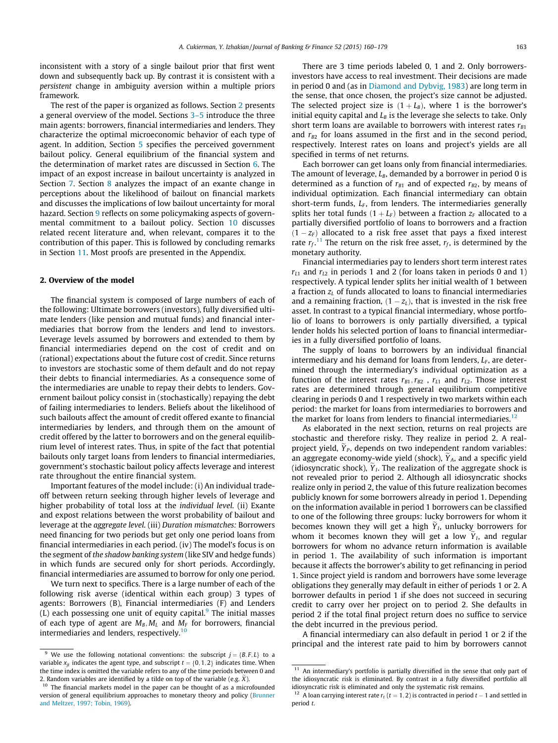inconsistent with a story of a single bailout prior that first went down and subsequently back up. By contrast it is consistent with a *persistent* change in ambiguity aversion within a multiple priors framework.

The rest of the paper is organized as follows. Section 2 presents a general overview of the model. Sections 3–5 introduce the three main agents: borrowers, financial intermediaries and lenders. They characterize the optimal microeconomic behavior of each type of agent. In addition, Section 5 specifies the perceived government bailout policy. General equilibrium of the financial system and the determination of market rates are discussed in Section 6. The impact of an expost increase in bailout uncertainty is analyzed in Section 7. Section 8 analyzes the impact of an exante change in perceptions about the likelihood of bailout on financial markets and discusses the implications of low bailout uncertainty for moral hazard. Section 9 reflects on some policymaking aspects of governmental commitment to a bailout policy. Section 10 discusses related recent literature and, when relevant, compares it to the contribution of this paper. This is followed by concluding remarks in Section 11. Most proofs are presented in the Appendix.

## 2. Overview of the model

The financial system is composed of large numbers of each of the following: Ultimate borrowers (investors), fully diversified ultimate lenders (like pension and mutual funds) and financial intermediaries that borrow from the lenders and lend to investors. Leverage levels assumed by borrowers and extended to them by financial intermediaries depend on the cost of credit and on (rational) expectations about the future cost of credit. Since returns to investors are stochastic some of them default and do not repay their debts to financial intermediaries. As a consequence some of the intermediaries are unable to repay their debts to lenders. Government bailout policy consist in (stochastically) repaying the debt of failing intermediaries to lenders. Beliefs about the likelihood of such bailouts affect the amount of credit offered exante to financial intermediaries by lenders, and through them on the amount of credit offered by the latter to borrowers and on the general equilibrium level of interest rates. Thus, in spite of the fact that potential bailouts only target loans from lenders to financial intermediaries, government's stochastic bailout policy affects leverage and interest rate throughout the entire financial system.

Important features of the model include: (i) An individual tradeoff between return seeking through higher levels of leverage and higher probability of total loss at the *individual level*. (ii) Exante and expost relations between the worst probability of bailout and leverage at the *aggregate level*. (iii) *Duration mismatches:* Borrowers need financing for two periods but get only one period loans from financial intermediaries in each period. (iv) The model's focus is on the segment of *the shadow banking system* (like SIV and hedge funds) in which funds are secured only for short periods. Accordingly, financial intermediaries are assumed to borrow for only one period.

We turn next to specifics. There is a large number of each of the following risk averse (identical within each group) 3 types of agents: Borrowers (B), Financial intermediaries (F) and Lenders (L) each possessing one unit of equity capital.[9] The initial masses of each type of agent are $M_B, M_L$ and $M_F$ for borrowers, financial intermediaries and lenders, respectively.[10]

There are 3 time periods labeled 0, 1 and 2. Only borrowers-investors have access to real investment. Their decisions are made in period 0 and (as in Diamond and Dybvig, 1983) are long term in the sense, that once chosen, the project's size cannot be adjusted. The selected project size is $(1 + L_B)$, where 1 is the borrower's initial equity capital and $L_B$ is the leverage she selects to take. Only short term loans are available to borrowers with interest rates $r_{B1}$ and $r_{B2}$ for loans assumed in the first and in the second period, respectively. Interest rates on loans and project's yields are all specified in terms of net returns.

Each borrower can get loans only from financial intermediaries. The amount of leverage, $L_B$, demanded by a borrower in period 0 is determined as a function of $r_{B1}$ and of expected $r_{B2}$, by means of individual optimization. Each financial intermediary can obtain short-term funds, $L_F$, from lenders. The intermediaries generally splits her total funds $(1 + L_F)$ between a fraction $z_F$ allocated to a partially diversified portfolio of loans to borrowers and a fraction $(1 - z_F)$ allocated to a risk free asset that pays a fixed interest rate $r_f$.[11] The return on the risk free asset, $r_f$, is determined by the monetary authority.

Financial intermediaries pay to lenders short term interest rates $r_{L1}$ and $r_{L2}$ in periods 1 and 2 (for loans taken in periods 0 and 1) respectively. A typical lender splits her initial wealth of 1 between a fraction $z_L$ of funds allocated to loans to financial intermediaries and a remaining fraction, $(1 - z_L)$, that is invested in the risk free asset. In contrast to a typical financial intermediary, whose portfolio of loans to borrowers is only partially diversified, a typical lender holds his selected portion of loans to financial intermediaries in a fully diversified portfolio of loans.

The supply of loans to borrowers by an individual financial intermediary and his demand for loans from lenders, $L_F$, are determined through the intermediary's individual optimization as a function of the interest rates $r_{B1}, r_{B2}$ , $r_{L1}$ and $r_{L2}$. Those interest rates are determined through general equilibrium competitive clearing in periods 0 and 1 respectively in two markets within each period: the market for loans from intermediaries to borrowers and the market for loans from lenders to financial intermediaries.[12]

As elaborated in the next section, returns on real projects are stochastic and therefore risky. They realize in period 2. A real-project yield, $\widetilde{Y}_P$, depends on two independent random variables: an aggregate economy-wide yield (shock), $\widetilde{Y}_A$, and a specific yield (idiosyncratic shock), $\widetilde{Y}_I$. The realization of the aggregate shock is not revealed prior to period 2. Although all idiosyncratic shocks realize only in period 2, the value of this future realization becomes publicly known for some borrowers already in period 1. Depending on the information available in period 1 borrowers can be classified to one of the following three groups: lucky borrowers for whom it becomes known they will get a high $\widetilde{Y}_I$, unlucky borrowers for whom it becomes known they will get a low $\widetilde{Y}_I$, and regular borrowers for whom no advance return information is available in period 1. The availability of such information is important because it affects the borrower's ability to get refinancing in period 1. Since project yield is random and borrowers have some leverage obligations they generally may default in either of periods 1 or 2. A borrower defaults in period 1 if she does not succeed in securing credit to carry over her project on to period 2. She defaults in period 2 if the total final project return does no suffice to service the debt incurred in the previous period.

A financial intermediary can also default in period 1 or 2 if the principal and the interest rate paid to him by borrowers cannot

---

[9] We use the following notational conventions: the subscript $j = \{B, F, L\}$ to a variable $x_{jt}$ indicates the agent type, and subscript $t = \{0, 1, 2\}$ indicates time. When the time index is omitted the variable refers to any of the time periods between 0 and 2. Random variables are identified by a tilde on top of the variable (e.g. $\widetilde{X}$).

[10] The financial markets model in the paper can be thought of as a microfounded version of general equilibrium approaches to monetary theory and policy (Brunner and Meltzer, 1997; Tobin, 1969).

[11] An intermediary's portfolio is partially diversified in the sense that only part of the idiosyncratic risk is eliminated. By contrast in a fully diversified portfolio all idiosyncratic risk is eliminated and only the systematic risk remains.

[12] A loan carrying interest rate $r_t$ $(t = 1, 2)$ is contracted in period $t - 1$ and settled in period $t$.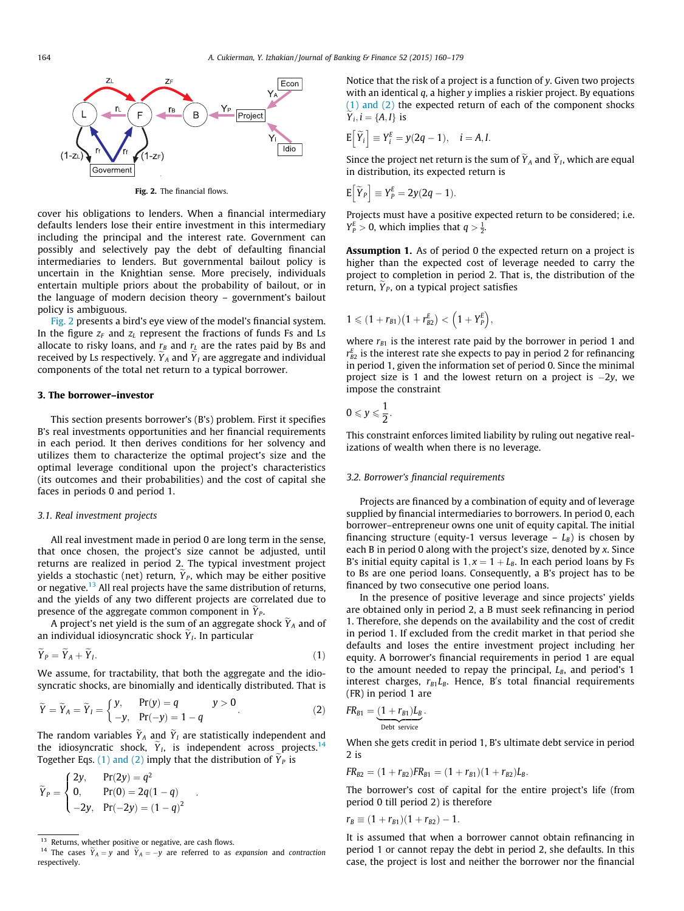Fig. 2. The financial flows.

cover his obligations to lenders. When a financial intermediary defaults lenders lose their entire investment in this intermediary including the principal and the interest rate. Government can possibly and selectively pay the debt of defaulting financial intermediaries to lenders. But governmental bailout policy is uncertain in the Knightian sense. More precisely, individuals entertain multiple priors about the probability of bailout, or in the language of modern decision theory – government's bailout policy is ambiguous.

Fig. 2 presents a bird's eye view of the model's financial system. In the figure $z_F$ and $z_L$ represent the fractions of funds Fs and Ls allocate to risky loans, and $r_B$ and $r_L$ are the rates paid by Bs and received by Ls respectively. $\widetilde{Y}_A$ and $\widetilde{Y}_I$ are aggregate and individual components of the total net return to a typical borrower.

## 3. The borrower–investor

This section presents borrower's (B's) problem. First it specifies B's real investments opportunities and her financial requirements in each period. It then derives conditions for her solvency and utilizes them to characterize the optimal project's size and the optimal leverage conditional upon the project's characteristics (its outcomes and their probabilities) and the cost of capital she faces in periods 0 and period 1.

### 3.1. Real investment projects

All real investment made in period 0 are long term in the sense, that once chosen, the project's size cannot be adjusted, until returns are realized in period 2. The typical investment project yields a stochastic (net) return, $\widetilde{Y}_P$, which may be either positive or negative.[13] All real projects have the same distribution of returns, and the yields of any two different projects are correlated due to presence of the aggregate common component in $\widetilde{Y}_P$.

A project's net yield is the sum of an aggregate shock $\widetilde{Y}_A$ and of an individual idiosyncratic shock $\widetilde{Y}_I$. In particular

$$\widetilde{Y}_P = \widetilde{Y}_A + \widetilde{Y}_I. \tag{1}$$

We assume, for tractability, that both the aggregate and the idiosyncratic shocks, are binomially and identically distributed. That is

$$\widetilde{Y} = \widetilde{Y}_A = \widetilde{Y}_I = \begin{cases} y, & \Pr(y) = q \qquad y > 0 \\ -y, & \Pr(-y) = 1 - q \end{cases}. \tag{2}$$

The random variables $\widetilde{Y}_A$ and $\widetilde{Y}_I$ are statistically independent and the idiosyncratic shock, $\widetilde{Y}_I$, is independent across projects.[14] Together Eqs. (1) and (2) imply that the distribution of $\widetilde{Y}_P$ is

$$\widetilde{Y}_P = \begin{cases} 2y, & \Pr(2y) = q^2 \\ 0, & \Pr(0) = 2q(1-q) \\ -2y, & \Pr(-2y) = (1-q)^2 \end{cases}.$$

Notice that the risk of a project is a function of $y$. Given two projects with an identical $q$, a higher $y$ implies a riskier project. By equations (1) and (2) the expected return of each of the component shocks $\widetilde{Y}_i, i = \{A, I\}$ is

$$\mathrm{E}\left[\widetilde{Y}_i\right] \equiv Y_i^E = y(2q-1), \quad i = A, I.$$

Since the project net return is the sum of $\widetilde{Y}_A$ and $\widetilde{Y}_I$, which are equal in distribution, its expected return is

$$\mathrm{E}\left[\widetilde{Y}_P\right] \equiv Y_P^E = 2y(2q-1).$$

Projects must have a positive expected return to be considered; i.e. $Y_P^E > 0$, which implies that $q > \frac{1}{2}$.

**Assumption 1.** As of period 0 the expected return on a project is higher than the expected cost of leverage needed to carry the project to completion in period 2. That is, the distribution of the return, $\widetilde{Y}_P$, on a typical project satisfies

$$1 \leqslant (1 + r_{B1})\left(1 + r_{B2}^E\right) < \left(1 + Y_P^E\right),$$

where $r_{B1}$ is the interest rate paid by the borrower in period 1 and $r_{B2}^E$ is the interest rate she expects to pay in period 2 for refinancing in period 1, given the information set of period 0. Since the minimal project size is 1 and the lowest return on a project is $-2y$, we impose the constraint

$$0 \leqslant y \leqslant \frac{1}{2}.$$

This constraint enforces limited liability by ruling out negative realizations of wealth when there is no leverage.

### 3.2. Borrower's financial requirements

Projects are financed by a combination of equity and of leverage supplied by financial intermediaries to borrowers. In period 0, each borrower–entrepreneur owns one unit of equity capital. The initial financing structure (equity-1 versus leverage – $L_B$) is chosen by each B in period 0 along with the project's size, denoted by $x$. Since B's initial equity capital is $1, x = 1 + L_B$. In each period loans by Fs to Bs are one period loans. Consequently, a B's project has to be financed by two consecutive one period loans.

In the presence of positive leverage and since projects' yields are obtained only in period 2, a B must seek refinancing in period 1. Therefore, she depends on the availability and the cost of credit in period 1. If excluded from the credit market in that period she defaults and loses the entire investment project including her equity. A borrower's financial requirements in period 1 are equal to the amount needed to repay the principal, $L_B$, and period's 1 interest charges, $r_{B1}L_B$. Hence, B's total financial requirements (FR) in period 1 are

$$FR_{B1} = \underbrace{(1 + r_{B1})L_B}_{\text{Debt service}}.$$

When she gets credit in period 1, B's ultimate debt service in period 2 is

$$FR_{B2} = (1 + r_{B2})FR_{B1} = (1 + r_{B1})(1 + r_{B2})L_B.$$

The borrower's cost of capital for the entire project's life (from period 0 till period 2) is therefore

$$r_B \equiv (1 + r_{B1})(1 + r_{B2}) - 1.$$

It is assumed that when a borrower cannot obtain refinancing in period 1 or cannot repay the debt in period 2, she defaults. In this case, the project is lost and neither the borrower nor the financial

---

[13] Returns, whether positive or negative, are cash flows.

[14] The cases $\widetilde{Y}_A = y$ and $\widetilde{Y}_A = -y$ are referred to as *expansion* and *contraction* respectively.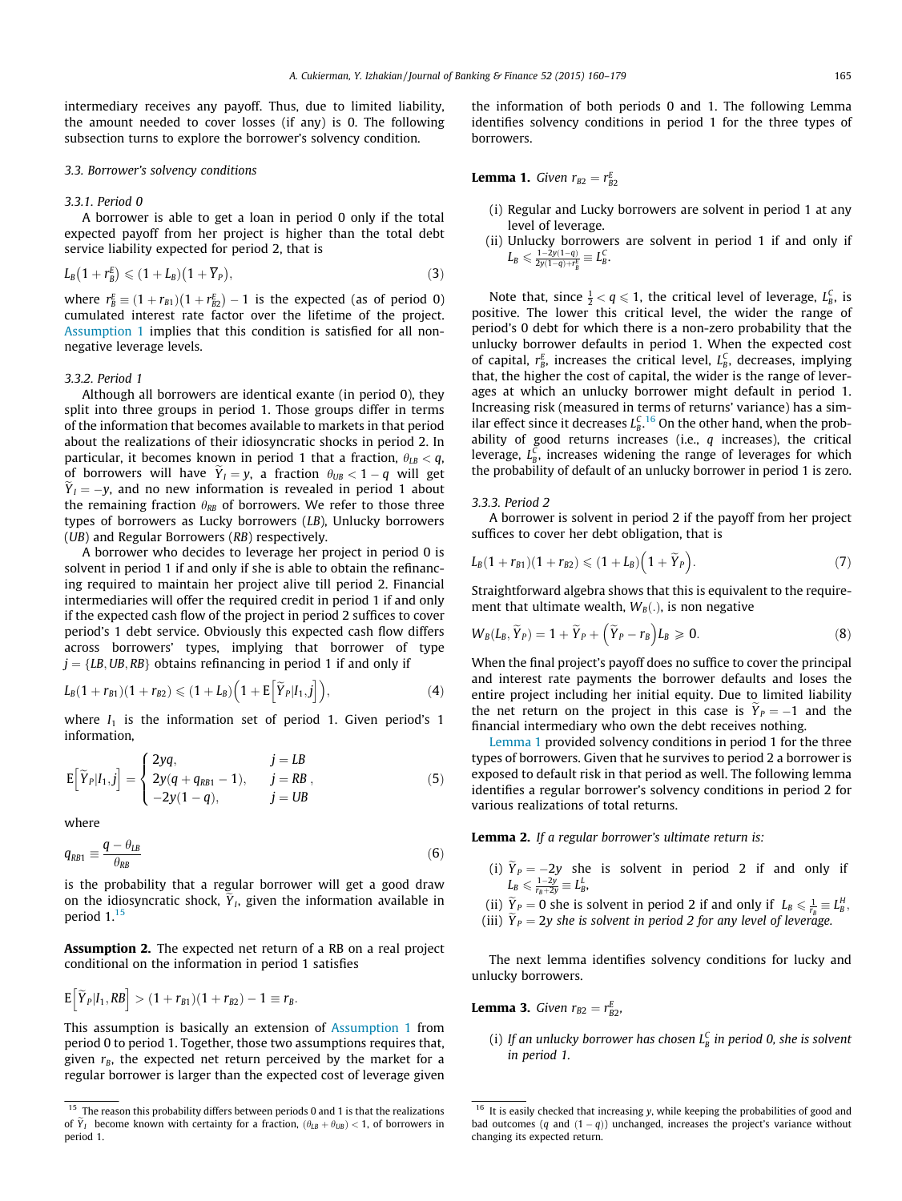intermediary receives any payoff. Thus, due to limited liability, the amount needed to cover losses (if any) is 0. The following subsection turns to explore the borrower's solvency condition.

### 3.3. Borrower's solvency conditions

#### 3.3.1. Period 0

A borrower is able to get a loan in period 0 only if the total expected payoff from her project is higher than the total debt service liability expected for period 2, that is

$$L_B(1 + r_B^E) \leqslant (1 + L_B)(1 + \overline{Y}_P), \tag{3}$$

where $r_B^E \equiv (1 + r_{B1})(1 + r_{B2}^E) - 1$ is the expected (as of period 0) cumulated interest rate factor over the lifetime of the project. Assumption 1 implies that this condition is satisfied for all non-negative leverage levels.

#### 3.3.2. Period 1

Although all borrowers are identical exante (in period 0), they split into three groups in period 1. Those groups differ in terms of the information that becomes available to markets in that period about the realizations of their idiosyncratic shocks in period 2. In particular, it becomes known in period 1 that a fraction, $\theta_{LB} < q$, of borrowers will have $\widetilde{Y}_I = y$, a fraction $\theta_{UB} < 1 - q$ will get $\widetilde{Y}_I = -y$, and no new information is revealed in period 1 about the remaining fraction $\theta_{RB}$ of borrowers. We refer to those three types of borrowers as Lucky borrowers (*LB*), Unlucky borrowers (*UB*) and Regular Borrowers (*RB*) respectively.

A borrower who decides to leverage her project in period 0 is solvent in period 1 if and only if she is able to obtain the refinancing required to maintain her project alive till period 2. Financial intermediaries will offer the required credit in period 1 if and only if the expected cash flow of the project in period 2 suffices to cover period's 1 debt service. Obviously this expected cash flow differs across borrowers' types, implying that borrower of type $j = \{LB, UB, RB\}$ obtains refinancing in period 1 if and only if

$$L_B(1 + r_{B1})(1 + r_{B2}) \leqslant (1 + L_B)\left(1 + \mathrm{E}\left[\widetilde{Y}_P | I_1, j\right]\right), \tag{4}$$

where $I_1$ is the information set of period 1. Given period's 1 information,

$$\mathrm{E}\left[\widetilde{Y}_P | I_1, j\right] = \begin{cases} 2yq, & j = LB \\ 2y(q + q_{RB1} - 1), & j = RB \\ -2y(1 - q), & j = UB \end{cases}, \tag{5}$$

where

$$q_{RB1} \equiv \frac{q - \theta_{LB}}{\theta_{RB}} \tag{6}$$

is the probability that a regular borrower will get a good draw on the idiosyncratic shock, $\widetilde{Y}_I$, given the information available in period 1.[15]

**Assumption 2.** The expected net return of a RB on a real project conditional on the information in period 1 satisfies

$$\mathrm{E}\left[\widetilde{Y}_P | I_1, RB\right] > (1 + r_{B1})(1 + r_{B2}) - 1 \equiv r_B.$$

This assumption is basically an extension of Assumption 1 from period 0 to period 1. Together, those two assumptions requires that, given $r_B$, the expected net return perceived by the market for a regular borrower is larger than the expected cost of leverage given the information of both periods 0 and 1. The following Lemma identifies solvency conditions in period 1 for the three types of borrowers.

**Lemma 1.** *Given* $r_{B2} = r_{B2}^E$

(i) Regular and Lucky borrowers are solvent in period 1 at any level of leverage.

(ii) Unlucky borrowers are solvent in period 1 if and only if $L_B \leqslant \frac{1-2y(1-q)}{2y(1-q)+r_B^E} \equiv L_B^C$.

Note that, since $\frac{1}{2} < q \leqslant 1$, the critical level of leverage, $L_B^C$, is positive. The lower this critical level, the wider the range of period's 0 debt for which there is a non-zero probability that the unlucky borrower defaults in period 1. When the expected cost of capital, $r_B^E$, increases the critical level, $L_B^C$, decreases, implying that, the higher the cost of capital, the wider is the range of leverages at which an unlucky borrower might default in period 1. Increasing risk (measured in terms of returns' variance) has a similar effect since it decreases $L_B^C$.[16] On the other hand, when the probability of good returns increases (i.e., $q$ increases), the critical leverage, $L_B^C$, increases widening the range of leverages for which the probability of default of an unlucky borrower in period 1 is zero.

#### 3.3.3. Period 2

A borrower is solvent in period 2 if the payoff from her project suffices to cover her debt obligation, that is

$$L_B(1 + r_{B1})(1 + r_{B2}) \leqslant (1 + L_B)\left(1 + \widetilde{Y}_P\right). \tag{7}$$

Straightforward algebra shows that this is equivalent to the requirement that ultimate wealth, $W_B(.)$, is non negative

$$W_B(L_B, \widetilde{Y}_P) = 1 + \widetilde{Y}_P + \left(\widetilde{Y}_P - r_B\right)L_B \geqslant 0. \tag{8}$$

When the final project's payoff does no suffice to cover the principal and interest rate payments the borrower defaults and loses the entire project including her initial equity. Due to limited liability the net return on the project in this case is $\widetilde{Y}_P = -1$ and the financial intermediary who own the debt receives nothing.

Lemma 1 provided solvency conditions in period 1 for the three types of borrowers. Given that he survives to period 2 a borrower is exposed to default risk in that period as well. The following lemma identifies a regular borrower's solvency conditions in period 2 for various realizations of total returns.

**Lemma 2.** *If a regular borrower's ultimate return is:*

(i) $\widetilde{Y}_P = -2y$ she is solvent in period 2 if and only if $L_B \leqslant \frac{1-2y}{r_B+2y} \equiv L_B^L$,

(ii) $\widetilde{Y}_P = 0$ she is solvent in period 2 if and only if $L_B \leqslant \frac{1}{r_B} \equiv L_B^H$,

(iii) $\widetilde{Y}_P = 2y$ *she is solvent in period 2 for any level of leverage.*

The next lemma identifies solvency conditions for lucky and unlucky borrowers.

**Lemma 3.** *Given* $r_{B2} = r_{B2}^E$,

(i) *If an unlucky borrower has chosen* $L_B^C$ *in period 0, she is solvent in period 1.*

---

[15] The reason this probability differs between periods 0 and 1 is that the realizations of $\widetilde{Y}_I$ become known with certainty for a fraction, $(\theta_{LB} + \theta_{UB}) < 1$, of borrowers in period 1.

[16] It is easily checked that increasing $y$, while keeping the probabilities of good and bad outcomes ($q$ and $(1 - q)$) unchanged, increases the project's variance without changing its expected return.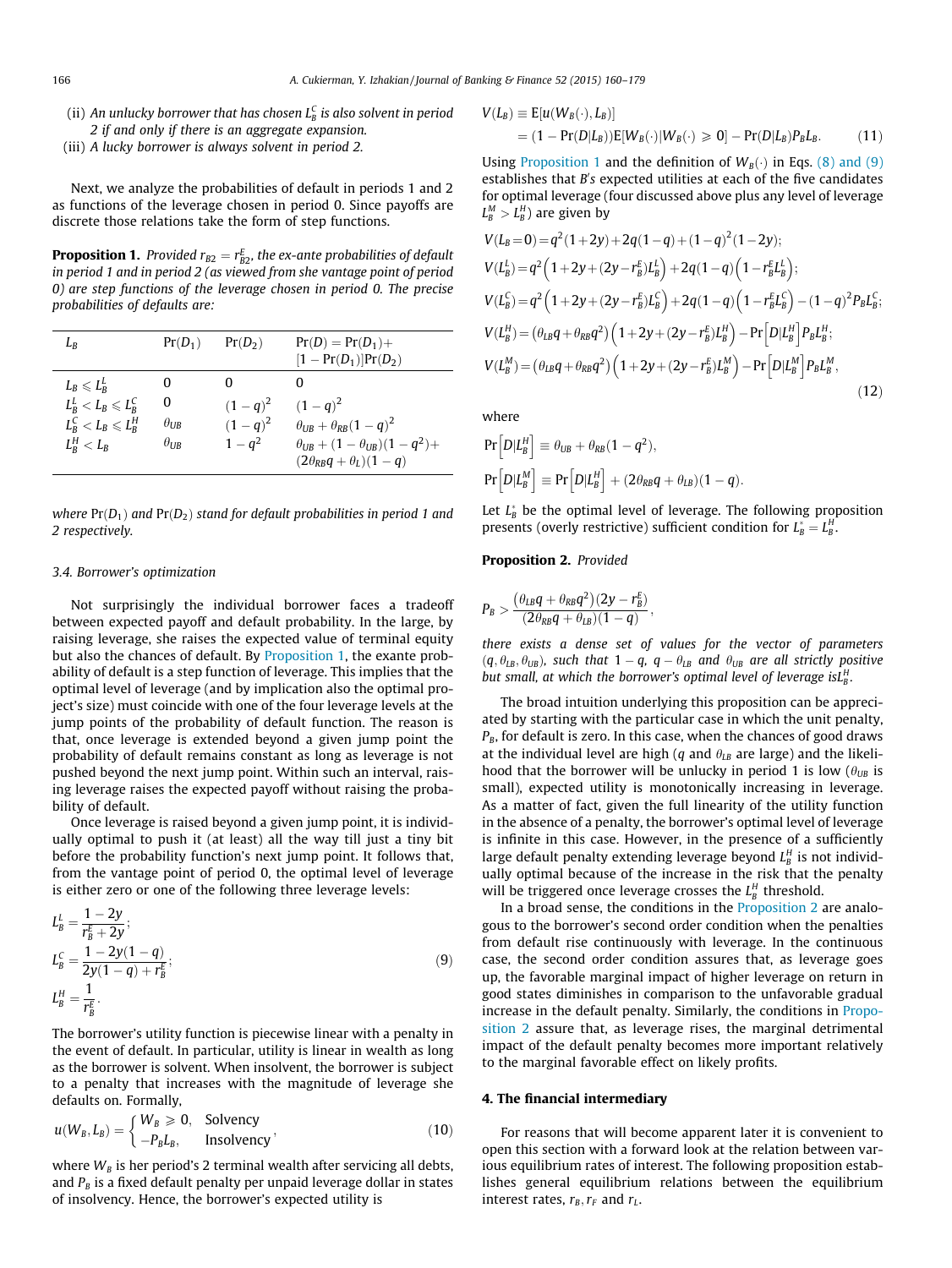(ii) *An unlucky borrower that has chosen $L_B^C$ is also solvent in period 2 if and only if there is an aggregate expansion.*
(iii) *A lucky borrower is always solvent in period 2.*

Next, we analyze the probabilities of default in periods 1 and 2 as functions of the leverage chosen in period 0. Since payoffs are discrete those relations take the form of step functions.

**Proposition 1.** *Provided $r_{B2} = r_{B2}^E$, the ex-ante probabilities of default in period 1 and in period 2 (as viewed from she vantage point of period 0) are step functions of the leverage chosen in period 0. The precise probabilities of defaults are:*

| $L_B$ | $\Pr(D_1)$ | $\Pr(D_2)$ | $\Pr(D) = \Pr(D_1) + [1 - \Pr(D_1)]\Pr(D_2)$ |
|---|---|---|---|
| $L_B \leqslant L_B^L$ | 0 | 0 | 0 |
| $L_B^L < L_B \leqslant L_B^C$ | 0 | $(1-q)^2$ | $(1-q)^2$ |
| $L_B^C < L_B \leqslant L_B^H$ | $\theta_{UB}$ | $(1-q)^2$ | $\theta_{UB} + \theta_{RB}(1-q)^2$ |
| $L_B^H < L_B$ | $\theta_{UB}$ | $1-q^2$ | $\theta_{UB} + (1-\theta_{UB})(1-q^2) + (2\theta_{RB}q + \theta_L)(1-q)$ |

*where $\Pr(D_1)$ and $\Pr(D_2)$ stand for default probabilities in period 1 and 2 respectively.*

### 3.4. Borrower's optimization

Not surprisingly the individual borrower faces a tradeoff between expected payoff and default probability. In the large, by raising leverage, she raises the expected value of terminal equity but also the chances of default. By Proposition 1, the exante probability of default is a step function of leverage. This implies that the optimal level of leverage (and by implication also the optimal project's size) must coincide with one of the four leverage levels at the jump points of the probability of default function. The reason is that, once leverage is extended beyond a given jump point the probability of default remains constant as long as leverage is not pushed beyond the next jump point. Within such an interval, raising leverage raises the expected payoff without raising the probability of default.

Once leverage is raised beyond a given jump point, it is individually optimal to push it (at least) all the way till just a tiny bit before the probability function's next jump point. It follows that, from the vantage point of period 0, the optimal level of leverage is either zero or one of the following three leverage levels:

$$L_B^L = \frac{1-2y}{r_B^E + 2y};$$
$$L_B^C = \frac{1-2y(1-q)}{2y(1-q) + r_B^E};\tag{9}$$
$$L_B^H = \frac{1}{r_B^E}.$$

The borrower's utility function is piecewise linear with a penalty in the event of default. In particular, utility is linear in wealth as long as the borrower is solvent. When insolvent, the borrower is subject to a penalty that increases with the magnitude of leverage she defaults on. Formally,

$$u(W_B, L_B) = \begin{cases} W_B \geqslant 0, & \text{Solvency} \\ -P_B L_B, & \text{Insolvency} \end{cases},\tag{10}$$

where $W_B$ is her period's 2 terminal wealth after servicing all debts, and $P_B$ is a fixed default penalty per unpaid leverage dollar in states of insolvency. Hence, the borrower's expected utility is

$$\begin{aligned} V(L_B) &\equiv \mathrm{E}[u(W_B(\cdot), L_B)] \\ &= (1 - \Pr(D|L_B))\mathrm{E}[W_B(\cdot)|W_B(\cdot) \geqslant 0] - \Pr(D|L_B)P_B L_B. \end{aligned}\tag{11}$$

Using Proposition 1 and the definition of $W_B(\cdot)$ in Eqs. (8) and (9) establishes that $B$'s expected utilities at each of the five candidates for optimal leverage (four discussed above plus any level of leverage $L_B^M > L_B^H$) are given by

$$\begin{aligned}
V(L_B = 0) &= q^2(1+2y) + 2q(1-q) + (1-q)^2(1-2y);\\
V(L_B^L) &= q^2\left(1 + 2y + (2y - r_B^E)L_B^L\right) + 2q(1-q)\left(1 - r_B^E L_B^L\right);\\
V(L_B^C) &= q^2\left(1 + 2y + (2y - r_B^E)L_B^C\right) + 2q(1-q)\left(1 - r_B^E L_B^C\right) - (1-q)^2 P_B L_B^C;\\
V(L_B^H) &= \left(\theta_{LB}q + \theta_{RB}q^2\right)\left(1 + 2y + (2y - r_B^E)L_B^H\right) - \Pr\left[D|L_B^H\right]P_B L_B^H;\\
V(L_B^M) &= \left(\theta_{LB}q + \theta_{RB}q^2\right)\left(1 + 2y + (2y - r_B^E)L_B^M\right) - \Pr\left[D|L_B^M\right]P_B L_B^M,
\end{aligned}\tag{12}$$

where

$$\Pr\left[D|L_B^H\right] \equiv \theta_{UB} + \theta_{RB}(1-q^2),$$
$$\Pr\left[D|L_B^M\right] \equiv \Pr\left[D|L_B^H\right] + (2\theta_{RB}q + \theta_{LB})(1-q).$$

Let $L_B^*$ be the optimal level of leverage. The following proposition presents (overly restrictive) sufficient condition for $L_B^* = L_B^H$.

**Proposition 2.** *Provided*

$$P_B > \frac{(\theta_{LB}q + \theta_{RB}q^2)(2y - r_B^E)}{(2\theta_{RB}q + \theta_{LB})(1-q)},$$

*there exists a dense set of values for the vector of parameters $(q, \theta_{LB}, \theta_{UB})$, such that $1-q$, $q - \theta_{LB}$ and $\theta_{UB}$ are all strictly positive but small, at which the borrower's optimal level of leverage is $L_B^H$.*

The broad intuition underlying this proposition can be appreciated by starting with the particular case in which the unit penalty, $P_B$, for default is zero. In this case, when the chances of good draws at the individual level are high ($q$ and $\theta_{LB}$ are large) and the likelihood that the borrower will be unlucky in period 1 is low ($\theta_{UB}$ is small), expected utility is monotonically increasing in leverage. As a matter of fact, given the full linearity of the utility function in the absence of a penalty, the borrower's optimal level of leverage is infinite in this case. However, in the presence of a sufficiently large default penalty extending leverage beyond $L_B^H$ is not individually optimal because of the increase in the risk that the penalty will be triggered once leverage crosses the $L_B^H$ threshold.

In a broad sense, the conditions in the Proposition 2 are analogous to the borrower's second order condition when the penalties from default rise continuously with leverage. In the continuous case, the second order condition assures that, as leverage goes up, the favorable marginal impact of higher leverage on return in good states diminishes in comparison to the unfavorable gradual increase in the default penalty. Similarly, the conditions in Proposition 2 assure that, as leverage rises, the marginal detrimental impact of the default penalty becomes more important relatively to the marginal favorable effect on likely profits.

## 4. The financial intermediary

For reasons that will become apparent later it is convenient to open this section with a forward look at the relation between various equilibrium rates of interest. The following proposition establishes general equilibrium relations between the equilibrium interest rates, $r_B$, $r_F$ and $r_L$.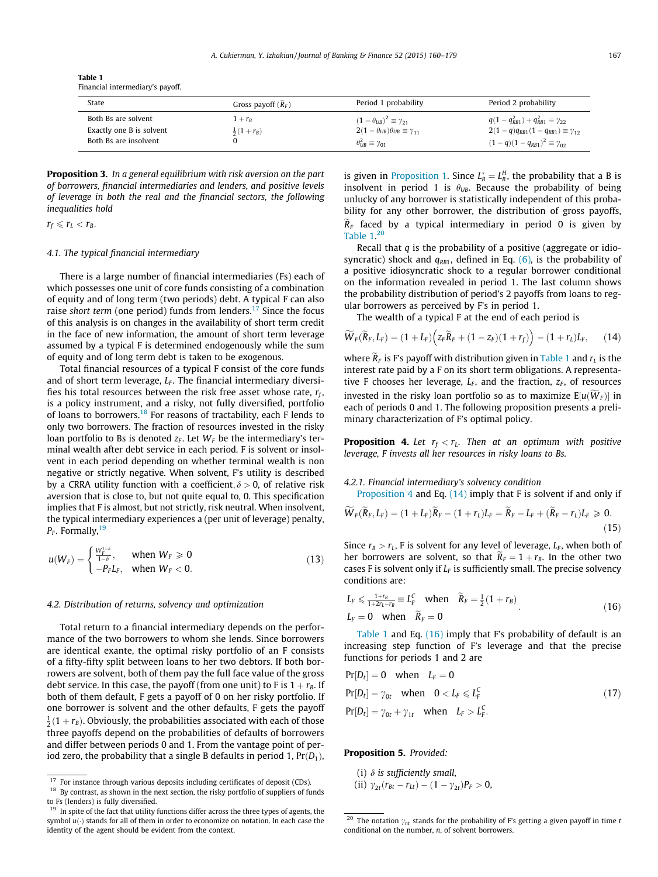**Table 1**
Financial intermediary's payoff.

| State | Gross payoff ($\widetilde{R}_F$) | Period 1 probability | Period 2 probability |
|---|---|---|---|
| Both Bs are solvent | $1 + r_B$ | $(1-\theta_{UB})^2 \equiv \gamma_{21}$ | $q(1-q_{RB1}^2) + q_{RB1}^2 \equiv \gamma_{22}$ |
| Exactly one B is solvent | $\frac{1}{2}(1 + r_B)$ | $2(1-\theta_{UB})\theta_{UB} \equiv \gamma_{11}$ | $2(1-q)q_{RB1}(1-q_{RB1}) \equiv \gamma_{12}$ |
| Both Bs are insolvent | 0 | $\theta_{UB}^2 \equiv \gamma_{01}$ | $(1-q)(1-q_{RB1})^2 \equiv \gamma_{02}$ |

**Proposition 3.** *In a general equilibrium with risk aversion on the part of borrowers, financial intermediaries and lenders, and positive levels of leverage in both the real and the financial sectors, the following inequalities hold*

$r_f \leqslant r_L < r_B$.

### 4.1. The typical financial intermediary

There is a large number of financial intermediaries (Fs) each of which possesses one unit of core funds consisting of a combination of equity and of long term (two periods) debt. A typical F can also raise *short term* (one period) funds from lenders.[17] Since the focus of this analysis is on changes in the availability of short term credit in the face of new information, the amount of short term leverage assumed by a typical F is determined endogenously while the sum of equity and of long term debt is taken to be exogenous.

Total financial resources of a typical F consist of the core funds and of short term leverage, $L_F$. The financial intermediary diversifies his total resources between the risk free asset whose rate, $r_f$, is a policy instrument, and a risky, not fully diversified, portfolio of loans to borrowers.[18] For reasons of tractability, each F lends to only two borrowers. The fraction of resources invested in the risky loan portfolio to Bs is denoted $z_F$. Let $W_F$ be the intermediary's terminal wealth after debt service in each period. F is solvent or insolvent in each period depending on whether terminal wealth is non negative or strictly negative. When solvent, F's utility is described by a CRRA utility function with a coefficient, $\delta > 0$, of relative risk aversion that is close to, but not quite equal to, 0. This specification implies that F is almost, but not strictly, risk neutral. When insolvent, the typical intermediary experiences a (per unit of leverage) penalty, $P_F$. Formally,[19]

$$u(W_F) = \begin{cases} \frac{W_F^{1-\delta}}{1-\delta}, & \text{when } W_F \geqslant 0 \\ -P_F L_F, & \text{when } W_F < 0. \end{cases} \tag{13}$$

### 4.2. Distribution of returns, solvency and optimization

Total return to a financial intermediary depends on the performance of the two borrowers to whom she lends. Since borrowers are identical exante, the optimal risky portfolio of an F consists of a fifty-fifty split between loans to her two debtors. If both borrowers are solvent, both of them pay the full face value of the gross debt service. In this case, the payoff (from one unit) to F is $1 + r_B$. If both of them default, F gets a payoff of 0 on her risky portfolio. If one borrower is solvent and the other defaults, F gets the payoff $\frac{1}{2}(1 + r_B)$. Obviously, the probabilities associated with each of those three payoffs depend on the probabilities of defaults of borrowers and differ between periods 0 and 1. From the vantage point of period zero, the probability that a single B defaults in period 1, $\Pr(D_1)$, is given in Proposition 1. Since $L_B^* = L_B^H$, the probability that a B is insolvent in period 1 is $\theta_{UB}$. Because the probability of being unlucky of any borrower is statistically independent of this probability for any other borrower, the distribution of gross payoffs, $\widetilde{R}_F$ faced by a typical intermediary in period 0 is given by Table 1.[20]

Recall that $q$ is the probability of a positive (aggregate or idiosyncratic) shock and $q_{RB1}$, defined in Eq. (6), is the probability of a positive idiosyncratic shock to a regular borrower conditional on the information revealed in period 1. The last column shows the probability distribution of period's 2 payoffs from loans to regular borrowers as perceived by F's in period 1.

The wealth of a typical F at the end of each period is

$$\widetilde{W}_F(\widetilde{R}_F, L_F) = (1 + L_F)\Big(z_F\widetilde{R}_F + (1 - z_F)(1 + r_f)\Big) - (1 + r_L)L_F, \tag{14}$$

where $\widetilde{R}_F$ is F's payoff with distribution given in Table 1 and $r_L$ is the interest rate paid by a F on its short term obligations. A representative F chooses her leverage, $L_F$, and the fraction, $z_F$, of resources invested in the risky loan portfolio so as to maximize $E[u(\widetilde{W}_F)]$ in each of periods 0 and 1. The following proposition presents a preliminary characterization of F's optimal policy.

**Proposition 4.** *Let $r_f < r_L$. Then at an optimum with positive leverage, F invests all her resources in risky loans to Bs.*

#### 4.2.1. Financial intermediary's solvency condition

Proposition 4 and Eq. (14) imply that F is solvent if and only if

$$\widetilde{W}_F(\widetilde{R}_F, L_F) = (1 + L_F)\widetilde{R}_F - (1 + r_L)L_F = \widetilde{R}_F - L_F + (\widetilde{R}_F - r_L)L_F \geqslant 0. \tag{15}$$

Since $r_B > r_L$, F is solvent for any level of leverage, $L_F$, when both of her borrowers are solvent, so that $\widetilde{R}_F = 1 + r_B$. In the other two cases F is solvent only if $L_F$ is sufficiently small. The precise solvency conditions are:

$$\begin{aligned} &L_F \leqslant \tfrac{1+r_B}{1+2r_L-r_B} \equiv L_F^C \quad \text{when} \quad \widetilde{R}_F = \tfrac{1}{2}(1 + r_B) \\ &L_F = 0 \quad \text{when} \quad \widetilde{R}_F = 0 \end{aligned}. \tag{16}$$

Table 1 and Eq. (16) imply that F's probability of default is an increasing step function of F's leverage and that the precise functions for periods 1 and 2 are

$$\begin{aligned} &\Pr[D_t] = 0 \quad \text{when} \quad L_F = 0 \\ &\Pr[D_t] = \gamma_{0t} \quad \text{when} \quad 0 < L_F \leqslant L_F^C \\ &\Pr[D_t] = \gamma_{0t} + \gamma_{1t} \quad \text{when} \quad L_F > L_F^C. \end{aligned} \tag{17}$$

**Proposition 5.** *Provided:*

(i) $\delta$ *is sufficiently small,*
(ii) $\gamma_{2t}(r_{Bt} - r_{Lt}) - (1 - \gamma_{2t})P_F > 0,$

[17] For instance through various deposits including certificates of deposit (CDs).

[18] By contrast, as shown in the next section, the risky portfolio of suppliers of funds to Fs (lenders) is fully diversified.

[19] In spite of the fact that utility functions differ across the three types of agents, the symbol $u(\cdot)$ stands for all of them in order to economize on notation. In each case the identity of the agent should be evident from the context.

[20] The notation $\gamma_{nt}$ stands for the probability of F's getting a given payoff in time $t$ conditional on the number, $n$, of solvent borrowers.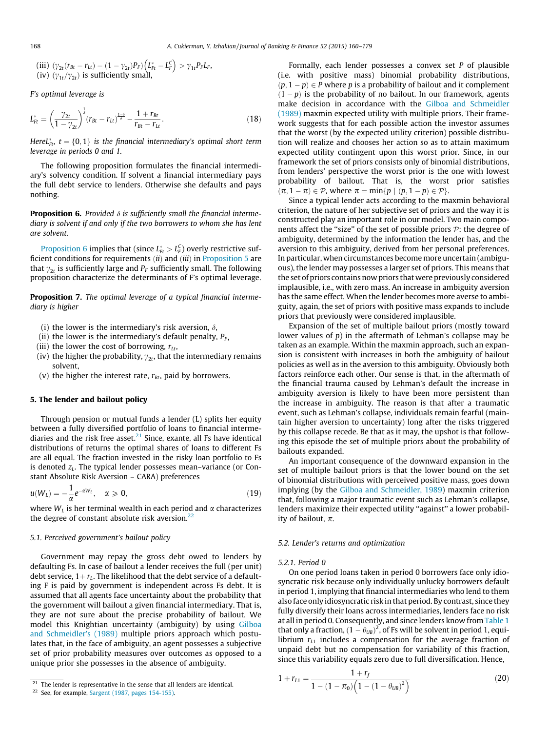(iii) $(\gamma_{2t}(r_{Bt} - r_{Lt}) - (1-\gamma_{2t})P_F)\left(L^*_{Ft} - L^C_F\right) > \gamma_{1t}P_F L_F$,
(iv) $(\gamma_{1t}/\gamma_{2t})$ is sufficiently small,

*F's optimal leverage is*

$$L^*_{Ft} = \left(\frac{\gamma_{2t}}{1-\gamma_{2t}}\right)^{\frac{1}{\delta}} (r_{Bt} - r_{Lt})^{\frac{1-\delta}{\delta}} - \frac{1 + r_{Bt}}{r_{Bt} - r_{Lt}}. \tag{18}$$

*Here* $L^*_{Ft}$, $t = \{0, 1\}$ *is the financial intermediary's optimal short term leverage in periods 0 and 1.*

The following proposition formulates the financial intermediary's solvency condition. If solvent a financial intermediary pays the full debt service to lenders. Otherwise she defaults and pays nothing.

**Proposition 6.** *Provided* $\delta$ *is sufficiently small the financial intermediary is solvent if and only if the two borrowers to whom she has lent are solvent.*

Proposition 6 implies that (since $L^*_{Ft} > L^C_F$) overly restrictive sufficient conditions for requirements (*ii*) and (*iii*) in Proposition 5 are that $\gamma_{2t}$ is sufficiently large and $P_F$ sufficiently small. The following proposition characterize the determinants of F's optimal leverage.

**Proposition 7.** *The optimal leverage of a typical financial intermediary is higher*

(i) the lower is the intermediary's risk aversion, $\delta$,
(ii) the lower is the intermediary's default penalty, $P_F$,
(iii) the lower the cost of borrowing, $r_{Lt}$,
(iv) the higher the probability, $\gamma_{2t}$, that the intermediary remains solvent,
(v) the higher the interest rate, $r_{Bt}$, paid by borrowers.

## 5. The lender and bailout policy

Through pension or mutual funds a lender (L) splits her equity between a fully diversified portfolio of loans to financial intermediaries and the risk free asset.[21] Since, exante, all Fs have identical distributions of returns the optimal shares of loans to different Fs are all equal. The fraction invested in the risky loan portfolio to Fs is denoted $z_L$. The typical lender possesses mean–variance (or Constant Absolute Risk Aversion – CARA) preferences

$$u(W_L) = -\frac{1}{\alpha} e^{-\alpha W_L}, \quad \alpha \geqslant 0, \tag{19}$$

where $W_L$ is her terminal wealth in each period and $\alpha$ characterizes the degree of constant absolute risk aversion.[22]

### 5.1. Perceived government's bailout policy

Government may repay the gross debt owed to lenders by defaulting Fs. In case of bailout a lender receives the full (per unit) debt service, $1 + r_L$. The likelihood that the debt service of a defaulting F is paid by government is independent across Fs debt. It is assumed that all agents face uncertainty about the probability that the government will bailout a given financial intermediary. That is, they are not sure about the precise probability of bailout. We model this Knightian uncertainty (ambiguity) by using Gilboa and Schmeidler's (1989) multiple priors approach which postulates that, in the face of ambiguity, an agent possesses a subjective set of prior probability measures over outcomes as opposed to a unique prior she possesses in the absence of ambiguity.

Formally, each lender possesses a convex set $P$ of plausible (i.e. with positive mass) binomial probability distributions, $(p, 1-p) \in P$ where $p$ is a probability of bailout and its complement $(1-p)$ is the probability of no bailout. In our framework, agents make decision in accordance with the Gilboa and Schmeidler (1989) maxmin expected utility with multiple priors. Their framework suggests that for each possible action the investor assumes that the worst (by the expected utility criterion) possible distribution will realize and chooses her action so as to attain maximum expected utility contingent upon this worst prior. Since, in our framework the set of priors consists only of binomial distributions, from lenders' perspective the worst prior is the one with lowest probability of bailout. That is, the worst prior satisfies $(\pi, 1-\pi) \in \mathcal{P}$, where $\pi = \min\{p \mid (p, 1-p) \in \mathcal{P}\}$.

Since a typical lender acts according to the maxmin behavioral criterion, the nature of her subjective set of priors and the way it is constructed play an important role in our model. Two main components affect the "size" of the set of possible priors $\mathcal{P}$: the degree of ambiguity, determined by the information the lender has, and the aversion to this ambiguity, derived from her personal preferences. In particular, when circumstances become more uncertain (ambiguous), the lender may possesses a larger set of priors. This means that the set of priors contains now priors that were previously considered implausible, i.e., with zero mass. An increase in ambiguity aversion has the same effect. When the lender becomes more averse to ambiguity, again, the set of priors with positive mass expands to include priors that previously were considered implausible.

Expansion of the set of multiple bailout priors (mostly toward lower values of $p$) in the aftermath of Lehman's collapse may be taken as an example. Within the maxmin approach, such an expansion is consistent with increases in both the ambiguity of bailout policies as well as in the aversion to this ambiguity. Obviously both factors reinforce each other. Our sense is that, in the aftermath of the financial trauma caused by Lehman's default the increase in ambiguity aversion is likely to have been more persistent than the increase in ambiguity. The reason is that after a traumatic event, such as Lehman's collapse, individuals remain fearful (maintain higher aversion to uncertainty) long after the risks triggered by this collapse recede. Be that as it may, the upshot is that following this episode the set of multiple priors about the probability of bailouts expanded.

An important consequence of the downward expansion in the set of multiple bailout priors is that the lower bound on the set of binomial distributions with perceived positive mass, goes down implying (by the Gilboa and Schmeidler, 1989) maxmin criterion that, following a major traumatic event such as Lehman's collapse, lenders maximize their expected utility "against" a lower probability of bailout, $\pi$.

### 5.2. Lender's returns and optimization

#### 5.2.1. Period 0

On one period loans taken in period 0 borrowers face only idiosyncratic risk because only individually unlucky borrowers default in period 1, implying that financial intermediaries who lend to them also face only idiosyncratic risk in that period. By contrast, since they fully diversify their loans across intermediaries, lenders face no risk at all in period 0. Consequently, and since lenders know from Table 1 that only a fraction, $(1-\theta_{UB})^2$, of Fs will be solvent in period 1, equilibrium $r_{L1}$ includes a compensation for the average fraction of unpaid debt but no compensation for variability of this fraction, since this variability equals zero due to full diversification. Hence,

$$1 + r_{L1} = \frac{1 + r_f}{1 - (1-\pi_0)\left(1 - (1-\theta_{UB})^2\right)} \tag{20}$$

[21] The lender is representative in the sense that all lenders are identical.

[22] See, for example, Sargent (1987, pages 154-155).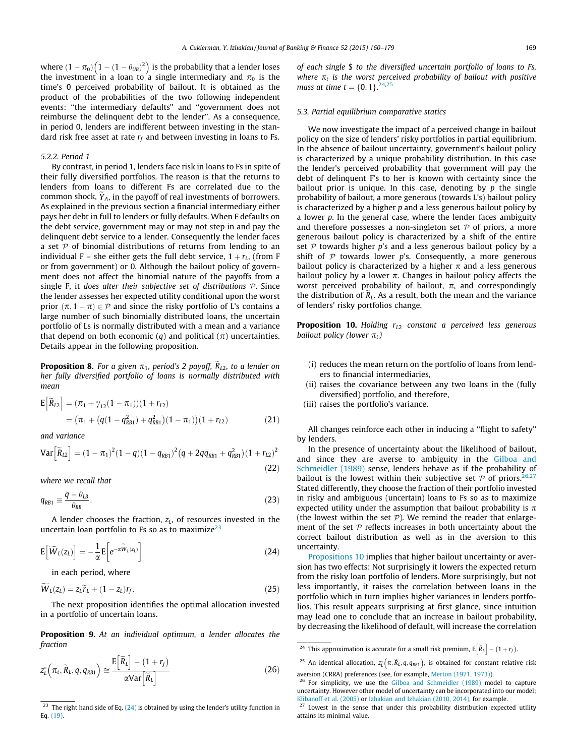where $(1-\pi_0)\left(1-(1-\theta_{UB})^2\right)$ is the probability that a lender loses the investment in a loan to a single intermediary and $\pi_0$ is the time's 0 perceived probability of bailout. It is obtained as the product of the probabilities of the two following independent events: "the intermediary defaults" and "government does not reimburse the delinquent debt to the lender". As a consequence, in period 0, lenders are indifferent between investing in the standard risk free asset at rate $r_f$ and between investing in loans to Fs.

#### 5.2.2. Period 1

By contrast, in period 1, lenders face risk in loans to Fs in spite of their fully diversified portfolios. The reason is that the returns to lenders from loans to different Fs are correlated due to the common shock, $\widetilde{Y}_A$, in the payoff of real investments of borrowers. As explained in the previous section a financial intermediary either pays her debt in full to lenders or fully defaults. When F defaults on the debt service, government may or may not step in and pay the delinquent debt service to a lender. Consequently the lender faces a set $\mathcal{P}$ of binomial distributions of returns from lending to an individual F – she either gets the full debt service, $1+r_L$, (from F or from government) or 0. Although the bailout policy of government does not affect the binomial nature of the payoffs from a single F, it *does alter their subjective set of distributions* $\mathcal{P}$. Since the lender assesses her expected utility conditional upon the worst prior $(\pi, 1-\pi) \in \mathcal{P}$ and since the risky portfolio of L's contains a large number of such binomially distributed loans, the uncertain portfolio of Ls is normally distributed with a mean and a variance that depend on both economic ($q$) and political ($\pi$) uncertainties. Details appear in the following proposition.

**Proposition 8.** *For a given $\pi_1$, period's 2 payoff, $\widetilde{R}_{L2}$, to a lender on her fully diversified portfolio of loans is normally distributed with mean*

$$\begin{aligned}\mathrm{E}\left[\widetilde{R}_{L2}\right] &= (\pi_1 + \gamma_{12}(1-\pi_1))(1+r_{L2}) \\ &= \left(\pi_1 + \left(q(1-q_{RB1}^2) + q_{RB1}^2\right)(1-\pi_1)\right)(1+r_{L2}) \end{aligned} \tag{21}$$

*and variance*

$$\mathrm{Var}\left[\widetilde{R}_{L2}\right] = (1-\pi_1)^2(1-q)(1-q_{RB1})^2\left(q + 2qq_{RB1} + q_{RB1}^2\right)(1+r_{L2})^2 \tag{22}$$

*where we recall that*

$$q_{RB1} \equiv \frac{q-\theta_{LB}}{\theta_{RB}}. \tag{23}$$

A lender chooses the fraction, $z_L$, of resources invested in the uncertain loan portfolio to Fs so as to maximize[23]

$$\mathrm{E}\left[\widetilde{W}_L(z_L)\right] = -\frac{1}{\alpha}\mathrm{E}\left[e^{-\alpha \widetilde{W}_L(z_L)}\right] \tag{24}$$

in each period, where

$$\widetilde{W}_L(z_L) = z_L\tilde{r}_L + (1-z_L)r_f. \tag{25}$$

The next proposition identifies the optimal allocation invested in a portfolio of uncertain loans.

**Proposition 9.** *At an individual optimum, a lender allocates the fraction*

$$z_L^*\left(\pi_t, \widetilde{R}_L, q, q_{RB1}\right) \cong \frac{\mathrm{E}\left[\widetilde{R}_L\right] - (1+r_f)}{\alpha \mathrm{Var}\left[\widetilde{R}_L\right]} \tag{26}$$

*of each single \$ to the diversified uncertain portfolio of loans to Fs, where $\pi_t$ is the worst perceived probability of bailout with positive mass at time $t = \{0,1\}$.*[24,25]

### 5.3. Partial equilibrium comparative statics

We now investigate the impact of a perceived change in bailout policy on the size of lenders' risky portfolios in partial equilibrium. In the absence of bailout uncertainty, government's bailout policy is characterized by a unique probability distribution. In this case the lender's perceived probability that government will pay the debt of delinquent F's to her is known with certainty since the bailout prior is unique. In this case, denoting by $p$ the single probability of bailout, a more generous (towards L's) bailout policy is characterized by a higher $p$ and a less generous bailout policy by a lower $p$. In the general case, where the lender faces ambiguity and therefore possesses a non-singleton set $\mathcal{P}$ of priors, a more generous bailout policy is characterized by a shift of the entire set $\mathcal{P}$ towards higher $p$'s and a less generous bailout policy by a shift of $\mathcal{P}$ towards lower $p$'s. Consequently, a more generous bailout policy is characterized by a higher $\pi$ and a less generous bailout policy by a lower $\pi$. Changes in bailout policy affects the worst perceived probability of bailout, $\pi$, and correspondingly the distribution of $\widetilde{R}_L$. As a result, both the mean and the variance of lenders' risky portfolios change.

**Proposition 10.** *Holding $r_{L2}$ constant a perceived less generous bailout policy (lower $\pi_t$)*

(i) reduces the mean return on the portfolio of loans from lenders to financial intermediaries,
(ii) raises the covariance between any two loans in the (fully diversified) portfolio, and therefore,
(iii) raises the portfolio's variance.

All changes reinforce each other in inducing a "flight to safety" by lenders.

In the presence of uncertainty about the likelihood of bailout, and since they are averse to ambiguity in the Gilboa and Schmeidler (1989) sense, lenders behave as if the probability of bailout is the lowest within their subjective set $\mathcal{P}$ of priors.[26,27] Stated differently, they choose the fraction of their portfolio invested in risky and ambiguous (uncertain) loans to Fs so as to maximize expected utility under the assumption that bailout probability is $\pi$ (the lowest within the set $\mathcal{P}$). We remind the reader that enlargement of the set $\mathcal{P}$ reflects increases in both uncertainty about the correct bailout distribution as well as in the aversion to this uncertainty.

Propositions 10 implies that higher bailout uncertainty or aversion has two effects: Not surprisingly it lowers the expected return from the risky loan portfolio of lenders. More surprisingly, but not less importantly, it raises the correlation between loans in the portfolio which in turn implies higher variances in lenders portfolios. This result appears surprising at first glance, since intuition may lead one to conclude that an increase in bailout probability, by decreasing the likelihood of default, will increase the correlation

---

[23] The right hand side of Eq. (24) is obtained by using the lender's utility function in Eq. (19).

[24] This approximation is accurate for a small risk premium, $\mathrm{E}\left[\widetilde{R}_L\right] - (1+r_f)$.

[25] An identical allocation, $z_L^*\left(\pi, \widetilde{R}_L, q, q_{RB1}\right)$, is obtained for constant relative risk aversion (CRRA) preferences (see, for example, Merton (1971, 1973)).

[26] For simplicity, we use the Gilboa and Schmeidler (1989) model to capture uncertainty. However other model of uncertainty can be incorporated into our model; Klibanoff et al. (2005) or Izhakian and Izhakian (2010, 2014), for example.

[27] Lowest in the sense that under this probability distribution expected utility attains its minimal value.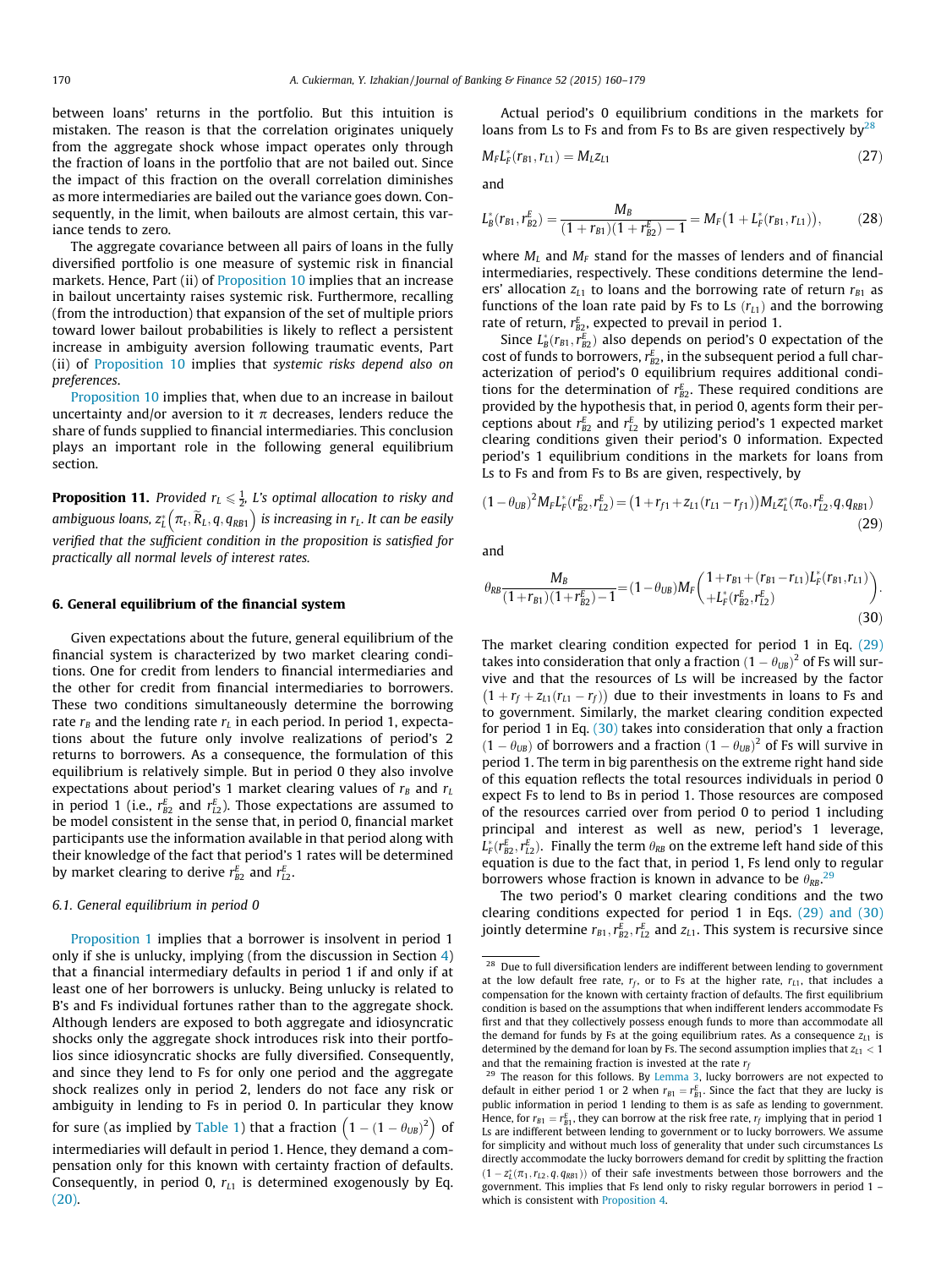between loans' returns in the portfolio. But this intuition is mistaken. The reason is that the correlation originates uniquely from the aggregate shock whose impact operates only through the fraction of loans in the portfolio that are not bailed out. Since the impact of this fraction on the overall correlation diminishes as more intermediaries are bailed out the variance goes down. Consequently, in the limit, when bailouts are almost certain, this variance tends to zero.

The aggregate covariance between all pairs of loans in the fully diversified portfolio is one measure of systemic risk in financial markets. Hence, Part (ii) of Proposition 10 implies that an increase in bailout uncertainty raises systemic risk. Furthermore, recalling (from the introduction) that expansion of the set of multiple priors toward lower bailout probabilities is likely to reflect a persistent increase in ambiguity aversion following traumatic events, Part (ii) of Proposition 10 implies that *systemic risks depend also on preferences*.

Proposition 10 implies that, when due to an increase in bailout uncertainty and/or aversion to it $\pi$ decreases, lenders reduce the share of funds supplied to financial intermediaries. This conclusion plays an important role in the following general equilibrium section.

**Proposition 11.** *Provided $r_L \leqslant \frac{1}{2}$, L's optimal allocation to risky and ambiguous loans, $z_L^*\left(\pi_t, \widetilde{R}_L, q, q_{RB1}\right)$ is increasing in $r_L$. It can be easily verified that the sufficient condition in the proposition is satisfied for practically all normal levels of interest rates.*

## 6. General equilibrium of the financial system

Given expectations about the future, general equilibrium of the financial system is characterized by two market clearing conditions. One for credit from lenders to financial intermediaries and the other for credit from financial intermediaries to borrowers. These two conditions simultaneously determine the borrowing rate $r_B$ and the lending rate $r_L$ in each period. In period 1, expectations about the future only involve realizations of period's 2 returns to borrowers. As a consequence, the formulation of this equilibrium is relatively simple. But in period 0 they also involve expectations about period's 1 market clearing values of $r_B$ and $r_L$ in period 1 (i.e., $r_{B2}^E$ and $r_{L2}^E$). Those expectations are assumed to be model consistent in the sense that, in period 0, financial market participants use the information available in that period along with their knowledge of the fact that period's 1 rates will be determined by market clearing to derive $r_{B2}^E$ and $r_{L2}^E$.

### 6.1. General equilibrium in period 0

Proposition 1 implies that a borrower is insolvent in period 1 only if she is unlucky, implying (from the discussion in Section 4) that a financial intermediary defaults in period 1 if and only if at least one of her borrowers is unlucky. Being unlucky is related to B's and Fs individual fortunes rather than to the aggregate shock. Although lenders are exposed to both aggregate and idiosyncratic shocks only the aggregate shock introduces risk into their portfolios since idiosyncratic shocks are fully diversified. Consequently, and since they lend to Fs for only one period and the aggregate shock realizes only in period 2, lenders do not face any risk or ambiguity in lending to Fs in period 0. In particular they know for sure (as implied by Table 1) that a fraction $\left(1-(1-\theta_{UB})^2\right)$ of intermediaries will default in period 1. Hence, they demand a compensation only for this known with certainty fraction of defaults. Consequently, in period 0, $r_{L1}$ is determined exogenously by Eq. (20).

Actual period's 0 equilibrium conditions in the markets for loans from Ls to Fs and from Fs to Bs are given respectively by[28]

$$M_F L_F^*(r_{B1}, r_{L1}) = M_L z_{L1} \tag{27}$$

and

$$L_B^*(r_{B1}, r_{B2}^E) = \frac{M_B}{(1+r_{B1})(1+r_{B2}^E)-1} = M_F\left(1+L_F^*(r_{B1}, r_{L1})\right), \tag{28}$$

where $M_L$ and $M_F$ stand for the masses of lenders and of financial intermediaries, respectively. These conditions determine the lenders' allocation $z_{L1}$ to loans and the borrowing rate of return $r_{B1}$ as functions of the loan rate paid by Fs to Ls ($r_{L1}$) and the borrowing rate of return, $r_{B2}^E$, expected to prevail in period 1.

Since $L_B^*(r_{B1}, r_{B2}^E)$ also depends on period's 0 expectation of the cost of funds to borrowers, $r_{B2}^E$, in the subsequent period a full characterization of period's 0 equilibrium requires additional conditions for the determination of $r_{B2}^E$. These required conditions are provided by the hypothesis that, in period 0, agents form their perceptions about $r_{B2}^E$ and $r_{L2}^E$ by utilizing period's 1 expected market clearing conditions given their period's 0 information. Expected period's 1 equilibrium conditions in the markets for loans from Ls to Fs and from Fs to Bs are given, respectively, by

$$(1-\theta_{UB})^2 M_F L_F^*(r_{B2}^E, r_{L2}^E) = \left(1+r_{f1}+z_{L1}(r_{L1}-r_{f1})\right)M_L z_L^*(\pi_0, r_{L2}^E, q, q_{RB1}) \tag{29}$$

and

$$\theta_{RB}\frac{M_B}{(1+r_{B1})(1+r_{B2}^E)-1} = (1-\theta_{UB})M_F\begin{pmatrix}1+r_{B1}+(r_{B1}-r_{L1})L_F^*(r_{B1}, r_{L1})\\ +L_F^*(r_{B2}^E, r_{L2}^E)\end{pmatrix}. \tag{30}$$

The market clearing condition expected for period 1 in Eq. (29) takes into consideration that only a fraction $(1-\theta_{UB})^2$ of Fs will survive and that the resources of Ls will be increased by the factor $\left(1+r_f+z_{L1}(r_{L1}-r_f)\right)$ due to their investments in loans to Fs and to government. Similarly, the market clearing condition expected for period 1 in Eq. (30) takes into consideration that only a fraction $(1-\theta_{UB})$ of borrowers and a fraction $(1-\theta_{UB})^2$ of Fs will survive in period 1. The term in big parenthesis on the extreme right hand side of this equation reflects the total resources individuals in period 0 expect Fs to lend to Bs in period 1. Those resources are composed of the resources carried over from period 0 to period 1 including principal and interest as well as new, period's 1 leverage, $L_F^*(r_{B2}^E, r_{L2}^E)$. Finally the term $\theta_{RB}$ on the extreme left hand side of this equation is due to the fact that, in period 1, Fs lend only to regular borrowers whose fraction is known in advance to be $\theta_{RB}$.[29]

The two period's 0 market clearing conditions and the two clearing conditions expected for period 1 in Eqs. (29) and (30) jointly determine $r_{B1}, r_{B2}^E, r_{L2}^E$ and $z_{L1}$. This system is recursive since

[28] Due to full diversification lenders are indifferent between lending to government at the low default free rate, $r_f$, or to Fs at the higher rate, $r_{L1}$, that includes a compensation for the known with certainty fraction of defaults. The first equilibrium condition is based on the assumptions that when indifferent lenders accommodate Fs first and that they collectively possess enough funds to more than accommodate all the demand for funds by Fs at the going equilibrium rates. As a consequence $z_{L1}$ is determined by the demand for loan by Fs. The second assumption implies that $z_{L1} < 1$ and that the remaining fraction is invested at the rate $r_f$

[29] The reason for this follows. By Lemma 3, lucky borrowers are not expected to default in either period 1 or 2 when $r_{B1} = r_{B1}^E$. Since the fact that they are lucky is public information in period 1 lending to them is as safe as lending to government. Hence, for $r_{B1} = r_{B1}^E$, they can borrow at the risk free rate, $r_f$ implying that in period 1 Ls are indifferent between lending to government or to lucky borrowers. We assume for simplicity and without much loss of generality that under such circumstances Ls directly accommodate the lucky borrowers demand for credit by splitting the fraction $(1-z_L^*(\pi_1, r_{L2}, q, q_{RB1}))$ of their safe investments between those borrowers and the government. This implies that Fs lend only to risky regular borrowers in period 1 – which is consistent with Proposition 4.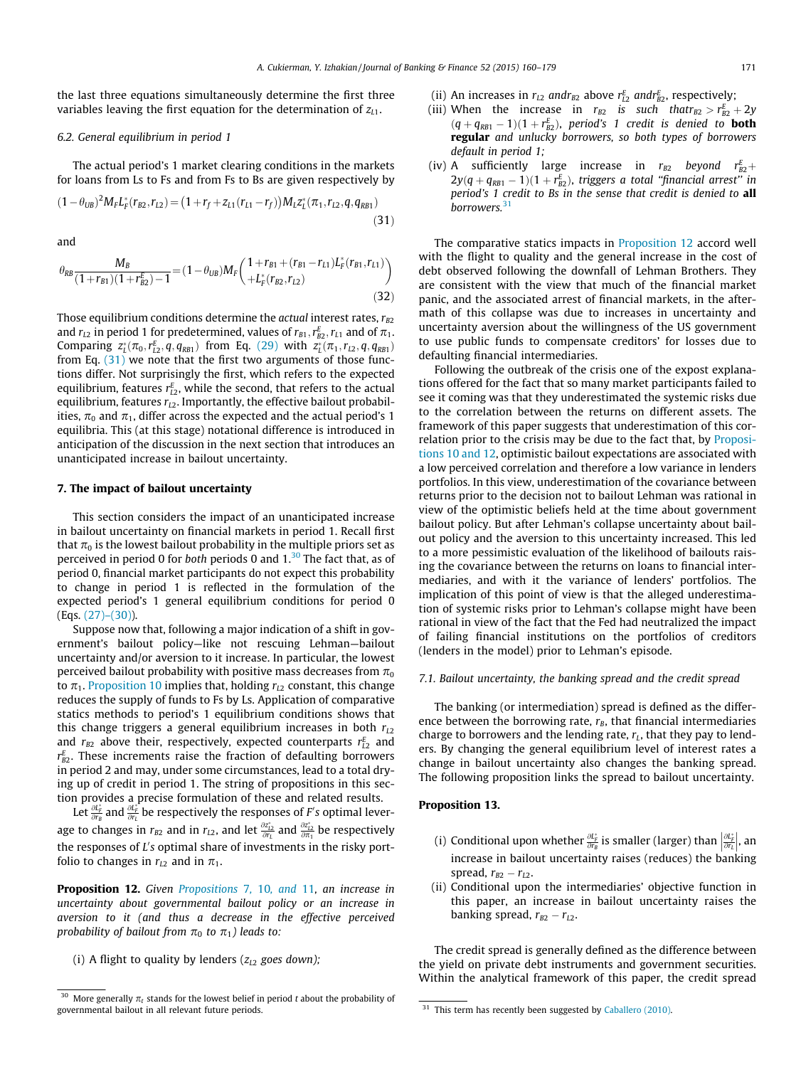the last three equations simultaneously determine the first three variables leaving the first equation for the determination of $z_{L1}$.

### 6.2. General equilibrium in period 1

The actual period's 1 market clearing conditions in the markets for loans from Ls to Fs and from Fs to Bs are given respectively by

$$(1-\theta_{UB})^2 M_F L_F^*(r_{B2}, r_{L2}) = (1+r_f+z_{L1}(r_{L1}-r_f)) M_L z_L^*(\pi_1, r_{L2}, q, q_{RB1}) \tag{31}$$

and

$$\theta_{RB}\frac{M_B}{(1+r_{B1})(1+r_{B2}^E)-1} = (1-\theta_{UB})M_F\begin{pmatrix}1+r_{B1}+(r_{B1}-r_{L1})L_F^*(r_{B1},r_{L1})\\ +L_F^*(r_{B2},r_{L2})\end{pmatrix} \tag{32}$$

Those equilibrium conditions determine the *actual* interest rates, $r_{B2}$ and $r_{L2}$ in period 1 for predetermined, values of $r_{B1}, r_{B2}^E, r_{L1}$ and of $\pi_1$. Comparing $z_L^*(\pi_0, r_{L2}^E, q, q_{RB1})$ from Eq. (29) with $z_L^*(\pi_1, r_{L2}, q, q_{RB1})$ from Eq. (31) we note that the first two arguments of those functions differ. Not surprisingly the first, which refers to the expected equilibrium, features $r_{L2}^E$, while the second, that refers to the actual equilibrium, features $r_{L2}$. Importantly, the effective bailout probabilities, $\pi_0$ and $\pi_1$, differ across the expected and the actual period's 1 equilibria. This (at this stage) notational difference is introduced in anticipation of the discussion in the next section that introduces an unanticipated increase in bailout uncertainty.

## 7. The impact of bailout uncertainty

This section considers the impact of an unanticipated increase in bailout uncertainty on financial markets in period 1. Recall first that $\pi_0$ is the lowest bailout probability in the multiple priors set as perceived in period 0 for *both* periods 0 and 1.[30] The fact that, as of period 0, financial market participants do not expect this probability to change in period 1 is reflected in the formulation of the expected period's 1 general equilibrium conditions for period 0 (Eqs. (27)–(30)).

Suppose now that, following a major indication of a shift in government's bailout policy—like not rescuing Lehman—bailout uncertainty and/or aversion to it increase. In particular, the lowest perceived bailout probability with positive mass decreases from $\pi_0$ to $\pi_1$. Proposition 10 implies that, holding $r_{L2}$ constant, this change reduces the supply of funds to Fs by Ls. Application of comparative statics methods to period's 1 equilibrium conditions shows that this change triggers a general equilibrium increases in both $r_{L2}$ and $r_{B2}$ above their, respectively, expected counterparts $r_{L2}^E$ and $r_{B2}^E$. These increments raise the fraction of defaulting borrowers in period 2 and may, under some circumstances, lead to a total drying up of credit in period 1. The string of propositions in this section provides a precise formulation of these and related results.

Let $\frac{\partial L_F^*}{\partial r_B}$ and $\frac{\partial L_F^*}{\partial r_L}$ be respectively the responses of $F$'s optimal leverage to changes in $r_{B2}$ and in $r_{L2}$, and let $\frac{\partial z_{L2}^*}{\partial r_L}$ and $\frac{\partial z_{L2}^*}{\partial \pi_1}$ be respectively the responses of $L$'s optimal share of investments in the risky portfolio to changes in $r_{L2}$ and in $\pi_1$.

**Proposition 12.** *Given Propositions 7, 10, and 11, an increase in uncertainty about governmental bailout policy or an increase in aversion to it (and thus a decrease in the effective perceived probability of bailout from $\pi_0$ to $\pi_1$) leads to:*

(i) *A flight to quality by lenders ($z_{L2}$ goes down);*

(ii) *An increases in $r_{L2}$ and $r_{B2}$ above $r_{L2}^E$ and $r_{B2}^E$, respectively;*

(iii) *When the increase in $r_{B2}$ is such that $r_{B2} > r_{B2}^E + 2y(q+q_{RB1}-1)(1+r_{B2}^E)$, period's 1 credit is denied to* **both regular** *and unlucky borrowers, so both types of borrowers default in period 1;*

(iv) *A sufficiently large increase in $r_{B2}$ beyond $r_{B2}^E + 2y(q+q_{RB1}-1)(1+r_{B2}^E)$, triggers a total "financial arrest" in period's 1 credit to Bs in the sense that credit is denied to* **all** *borrowers.*[31]

The comparative statics impacts in Proposition 12 accord well with the flight to quality and the general increase in the cost of debt observed following the downfall of Lehman Brothers. They are consistent with the view that much of the financial market panic, and the associated arrest of financial markets, in the aftermath of this collapse was due to increases in uncertainty and uncertainty aversion about the willingness of the US government to use public funds to compensate creditors' for losses due to defaulting financial intermediaries.

Following the outbreak of the crisis one of the expost explanations offered for the fact that so many market participants failed to see it coming was that they underestimated the systemic risks due to the correlation between the returns on different assets. The framework of this paper suggests that underestimation of this correlation prior to the crisis may be due to the fact that, by Propositions 10 and 12, optimistic bailout expectations are associated with a low perceived correlation and therefore a low variance in lenders portfolios. In this view, underestimation of the covariance between returns prior to the decision not to bailout Lehman was rational in view of the optimistic beliefs held at the time about government bailout policy. But after Lehman's collapse uncertainty about bailout policy and the aversion to this uncertainty increased. This led to a more pessimistic evaluation of the likelihood of bailouts raising the covariance between the returns on loans to financial intermediaries, and with it the variance of lenders' portfolios. The implication of this point of view is that the alleged underestimation of systemic risks prior to Lehman's collapse might have been rational in view of the fact that the Fed had neutralized the impact of failing financial institutions on the portfolios of creditors (lenders in the model) prior to Lehman's episode.

### 7.1. Bailout uncertainty, the banking spread and the credit spread

The banking (or intermediation) spread is defined as the difference between the borrowing rate, $r_B$, that financial intermediaries charge to borrowers and the lending rate, $r_L$, that they pay to lenders. By changing the general equilibrium level of interest rates a change in bailout uncertainty also changes the banking spread. The following proposition links the spread to bailout uncertainty.

**Proposition 13.**

(i) Conditional upon whether $\frac{\partial L_F^*}{\partial r_B}$ is smaller (larger) than $\left|\frac{\partial L_F^*}{\partial r_L}\right|$, an increase in bailout uncertainty raises (reduces) the banking spread, $r_{B2} - r_{L2}$.

(ii) Conditional upon the intermediaries' objective function in this paper, an increase in bailout uncertainty raises the banking spread, $r_{B2} - r_{L2}$.

The credit spread is generally defined as the difference between the yield on private debt instruments and government securities. Within the analytical framework of this paper, the credit spread

[30] More generally $\pi_t$ stands for the lowest belief in period $t$ about the probability of governmental bailout in all relevant future periods.

[31] This term has recently been suggested by Caballero (2010).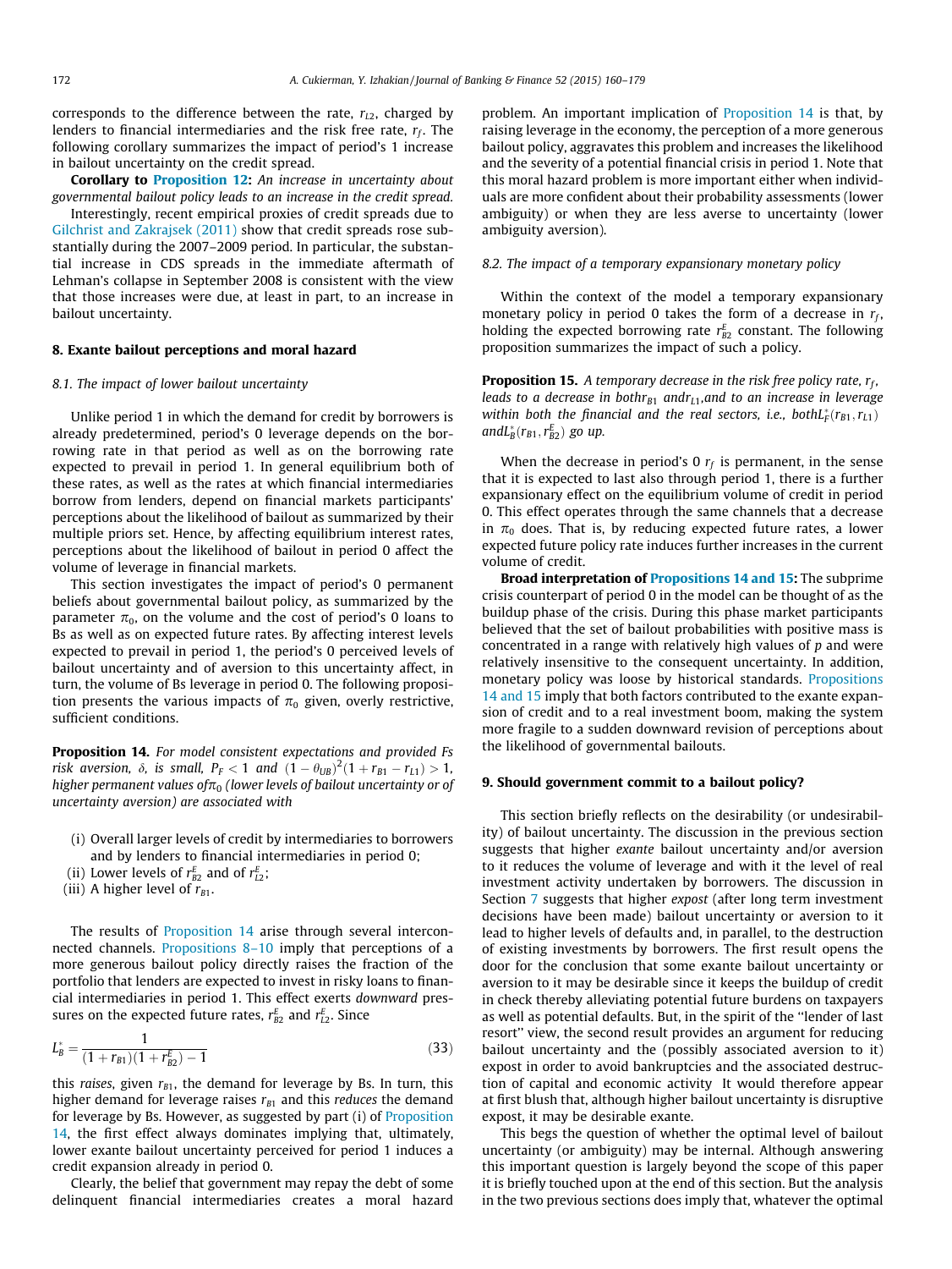corresponds to the difference between the rate, $r_{L2}$, charged by lenders to financial intermediaries and the risk free rate, $r_f$. The following corollary summarizes the impact of period's 1 increase in bailout uncertainty on the credit spread.

**Corollary to Proposition 12:** *An increase in uncertainty about governmental bailout policy leads to an increase in the credit spread.*

Interestingly, recent empirical proxies of credit spreads due to Gilchrist and Zakrajsek (2011) show that credit spreads rose substantially during the 2007–2009 period. In particular, the substantial increase in CDS spreads in the immediate aftermath of Lehman's collapse in September 2008 is consistent with the view that those increases were due, at least in part, to an increase in bailout uncertainty.

## 8. Exante bailout perceptions and moral hazard

### 8.1. The impact of lower bailout uncertainty

Unlike period 1 in which the demand for credit by borrowers is already predetermined, period's 0 leverage depends on the borrowing rate in that period as well as on the borrowing rate expected to prevail in period 1. In general equilibrium both of these rates, as well as the rates at which financial intermediaries borrow from lenders, depend on financial markets participants' perceptions about the likelihood of bailout as summarized by their multiple priors set. Hence, by affecting equilibrium interest rates, perceptions about the likelihood of bailout in period 0 affect the volume of leverage in financial markets.

This section investigates the impact of period's 0 permanent beliefs about governmental bailout policy, as summarized by the parameter $\pi_0$, on the volume and the cost of period's 0 loans to Bs as well as on expected future rates. By affecting interest levels expected to prevail in period 1, the period's 0 perceived levels of bailout uncertainty and of aversion to this uncertainty affect, in turn, the volume of Bs leverage in period 0. The following proposition presents the various impacts of $\pi_0$ given, overly restrictive, sufficient conditions.

**Proposition 14.** *For model consistent expectations and provided Fs risk aversion, $\delta$, is small, $P_F < 1$ and $(1-\theta_{UB})^2(1+r_{B1}-r_{L1}) > 1$, higher permanent values of $\pi_0$ (lower levels of bailout uncertainty or of uncertainty aversion) are associated with*

(i) Overall larger levels of credit by intermediaries to borrowers and by lenders to financial intermediaries in period 0;
(ii) Lower levels of $r^E_{B2}$ and of $r^E_{L2}$;
(iii) A higher level of $r_{B1}$.

The results of Proposition 14 arise through several interconnected channels. Propositions 8–10 imply that perceptions of a more generous bailout policy directly raises the fraction of the portfolio that lenders are expected to invest in risky loans to financial intermediaries in period 1. This effect exerts *downward* pressures on the expected future rates, $r^E_{B2}$ and $r^E_{L2}$. Since

$$L^*_B = \frac{1}{(1+r_{B1})(1+r^E_{B2}) - 1} \tag{33}$$

this *raises*, given $r_{B1}$, the demand for leverage by Bs. In turn, this higher demand for leverage raises $r_{B1}$ and this *reduces* the demand for leverage by Bs. However, as suggested by part (i) of Proposition 14, the first effect always dominates implying that, ultimately, lower exante bailout uncertainty perceived for period 1 induces a credit expansion already in period 0.

Clearly, the belief that government may repay the debt of some delinquent financial intermediaries creates a moral hazard problem. An important implication of Proposition 14 is that, by raising leverage in the economy, the perception of a more generous bailout policy, aggravates this problem and increases the likelihood and the severity of a potential financial crisis in period 1. Note that this moral hazard problem is more important either when individuals are more confident about their probability assessments (lower ambiguity) or when they are less averse to uncertainty (lower ambiguity aversion).

### 8.2. The impact of a temporary expansionary monetary policy

Within the context of the model a temporary expansionary monetary policy in period 0 takes the form of a decrease in $r_f$, holding the expected borrowing rate $r^E_{B2}$ constant. The following proposition summarizes the impact of such a policy.

**Proposition 15.** *A temporary decrease in the risk free policy rate, $r_f$, leads to a decrease in both $r_{B1}$ and $r_{L1}$, and to an increase in leverage within both the financial and the real sectors, i.e., both $L^*_F(r_{B1}, r_{L1})$ and $L^*_B(r_{B1}, r^E_{B2})$ go up.*

When the decrease in period's 0 $r_f$ is permanent, in the sense that it is expected to last also through period 1, there is a further expansionary effect on the equilibrium volume of credit in period 0. This effect operates through the same channels that a decrease in $\pi_0$ does. That is, by reducing expected future rates, a lower expected future policy rate induces further increases in the current volume of credit.

**Broad interpretation of Propositions 14 and 15:** The subprime crisis counterpart of period 0 in the model can be thought of as the buildup phase of the crisis. During this phase market participants believed that the set of bailout probabilities with positive mass is concentrated in a range with relatively high values of $p$ and were relatively insensitive to the consequent uncertainty. In addition, monetary policy was loose by historical standards. Propositions 14 and 15 imply that both factors contributed to the exante expansion of credit and to a real investment boom, making the system more fragile to a sudden downward revision of perceptions about the likelihood of governmental bailouts.

## 9. Should government commit to a bailout policy?

This section briefly reflects on the desirability (or undesirability) of bailout uncertainty. The discussion in the previous section suggests that higher *exante* bailout uncertainty and/or aversion to it reduces the volume of leverage and with it the level of real investment activity undertaken by borrowers. The discussion in Section 7 suggests that higher *expost* (after long term investment decisions have been made) bailout uncertainty or aversion to it lead to higher levels of defaults and, in parallel, to the destruction of existing investments by borrowers. The first result opens the door for the conclusion that some exante bailout uncertainty or aversion to it may be desirable since it keeps the buildup of credit in check thereby alleviating potential future burdens on taxpayers as well as potential defaults. But, in the spirit of the "lender of last resort" view, the second result provides an argument for reducing bailout uncertainty and the (possibly associated aversion to it) expost in order to avoid bankruptcies and the associated destruction of capital and economic activity It would therefore appear at first blush that, although higher bailout uncertainty is disruptive expost, it may be desirable exante.

This begs the question of whether the optimal level of bailout uncertainty (or ambiguity) may be internal. Although answering this important question is largely beyond the scope of this paper it is briefly touched upon at the end of this section. But the analysis in the two previous sections does imply that, whatever the optimal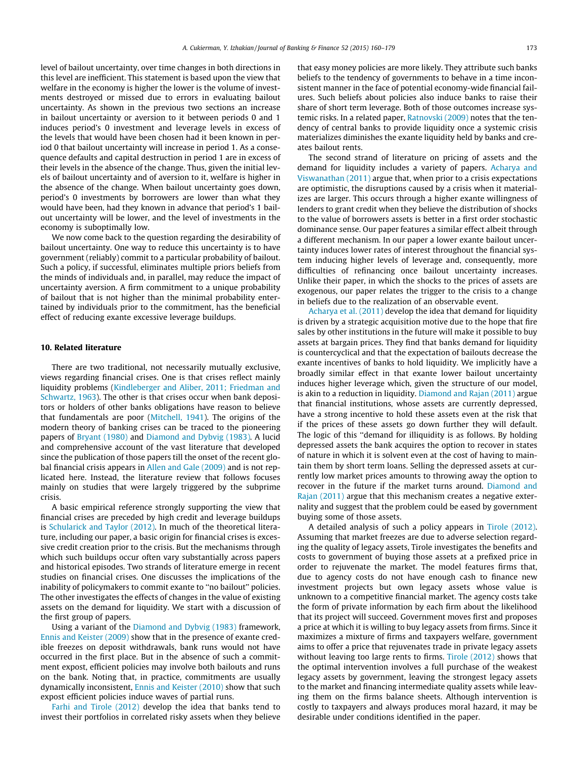level of bailout uncertainty, over time changes in both directions in this level are inefficient. This statement is based upon the view that welfare in the economy is higher the lower is the volume of investments destroyed or missed due to errors in evaluating bailout uncertainty. As shown in the previous two sections an increase in bailout uncertainty or aversion to it between periods 0 and 1 induces period's 0 investment and leverage levels in excess of the levels that would have been chosen had it been known in period 0 that bailout uncertainty will increase in period 1. As a consequence defaults and capital destruction in period 1 are in excess of their levels in the absence of the change. Thus, given the initial levels of bailout uncertainty and of aversion to it, welfare is higher in the absence of the change. When bailout uncertainty goes down, period's 0 investments by borrowers are lower than what they would have been, had they known in advance that period's 1 bailout uncertainty will be lower, and the level of investments in the economy is suboptimally low.

We now come back to the question regarding the desirability of bailout uncertainty. One way to reduce this uncertainty is to have government (reliably) commit to a particular probability of bailout. Such a policy, if successful, eliminates multiple priors beliefs from the minds of individuals and, in parallel, may reduce the impact of uncertainty aversion. A firm commitment to a unique probability of bailout that is not higher than the minimal probability entertained by individuals prior to the commitment, has the beneficial effect of reducing exante excessive leverage buildups.

## 10. Related literature

There are two traditional, not necessarily mutually exclusive, views regarding financial crises. One is that crises reflect mainly liquidity problems (Kindleberger and Aliber, 2011; Friedman and Schwartz, 1963). The other is that crises occur when bank depositors or holders of other banks obligations have reason to believe that fundamentals are poor (Mitchell, 1941). The origins of the modern theory of banking crises can be traced to the pioneering papers of Bryant (1980) and Diamond and Dybvig (1983). A lucid and comprehensive account of the vast literature that developed since the publication of those papers till the onset of the recent global financial crisis appears in Allen and Gale (2009) and is not replicated here. Instead, the literature review that follows focuses mainly on studies that were largely triggered by the subprime crisis.

A basic empirical reference strongly supporting the view that financial crises are preceded by high credit and leverage buildups is Schularick and Taylor (2012). In much of the theoretical literature, including our paper, a basic origin for financial crises is excessive credit creation prior to the crisis. But the mechanisms through which such buildups occur often vary substantially across papers and historical episodes. Two strands of literature emerge in recent studies on financial crises. One discusses the implications of the inability of policymakers to commit exante to "no bailout" policies. The other investigates the effects of changes in the value of existing assets on the demand for liquidity. We start with a discussion of the first group of papers.

Using a variant of the Diamond and Dybvig (1983) framework, Ennis and Keister (2009) show that in the presence of exante credible freezes on deposit withdrawals, bank runs would not have occurred in the first place. But in the absence of such a commitment expost, efficient policies may involve both bailouts and runs on the bank. Noting that, in practice, commitments are usually dynamically inconsistent, Ennis and Keister (2010) show that such expost efficient policies induce waves of partial runs.

Farhi and Tirole (2012) develop the idea that banks tend to invest their portfolios in correlated risky assets when they believe that easy money policies are more likely. They attribute such banks beliefs to the tendency of governments to behave in a time inconsistent manner in the face of potential economy-wide financial failures. Such beliefs about policies also induce banks to raise their share of short term leverage. Both of those outcomes increase systemic risks. In a related paper, Ratnovski (2009) notes that the tendency of central banks to provide liquidity once a systemic crisis materializes diminishes the exante liquidity held by banks and creates bailout rents.

The second strand of literature on pricing of assets and the demand for liquidity includes a variety of papers. Acharya and Viswanathan (2011) argue that, when prior to a crisis expectations are optimistic, the disruptions caused by a crisis when it materializes are larger. This occurs through a higher exante willingness of lenders to grant credit when they believe the distribution of shocks to the value of borrowers assets is better in a first order stochastic dominance sense. Our paper features a similar effect albeit through a different mechanism. In our paper a lower exante bailout uncertainty induces lower rates of interest throughout the financial system inducing higher levels of leverage and, consequently, more difficulties of refinancing once bailout uncertainty increases. Unlike their paper, in which the shocks to the prices of assets are exogenous, our paper relates the trigger to the crisis to a change in beliefs due to the realization of an observable event.

Acharya et al. (2011) develop the idea that demand for liquidity is driven by a strategic acquisition motive due to the hope that fire sales by other institutions in the future will make it possible to buy assets at bargain prices. They find that banks demand for liquidity is countercyclical and that the expectation of bailouts decrease the exante incentives of banks to hold liquidity. We implicitly have a broadly similar effect in that exante lower bailout uncertainty induces higher leverage which, given the structure of our model, is akin to a reduction in liquidity. Diamond and Rajan (2011) argue that financial institutions, whose assets are currently depressed, have a strong incentive to hold these assets even at the risk that if the prices of these assets go down further they will default. The logic of this "demand for illiquidity is as follows. By holding depressed assets the bank acquires the option to recover in states of nature in which it is solvent even at the cost of having to maintain them by short term loans. Selling the depressed assets at currently low market prices amounts to throwing away the option to recover in the future if the market turns around. Diamond and Rajan (2011) argue that this mechanism creates a negative externality and suggest that the problem could be eased by government buying some of those assets.

A detailed analysis of such a policy appears in Tirole (2012). Assuming that market freezes are due to adverse selection regarding the quality of legacy assets, Tirole investigates the benefits and costs to government of buying those assets at a prefixed price in order to rejuvenate the market. The model features firms that, due to agency costs do not have enough cash to finance new investment projects but own legacy assets whose value is unknown to a competitive financial market. The agency costs take the form of private information by each firm about the likelihood that its project will succeed. Government moves first and proposes a price at which it is willing to buy legacy assets from firms. Since it maximizes a mixture of firms and taxpayers welfare, government aims to offer a price that rejuvenates trade in private legacy assets without leaving too large rents to firms. Tirole (2012) shows that the optimal intervention involves a full purchase of the weakest legacy assets by government, leaving the strongest legacy assets to the market and financing intermediate quality assets while leaving them on the firms balance sheets. Although intervention is costly to taxpayers and always produces moral hazard, it may be desirable under conditions identified in the paper.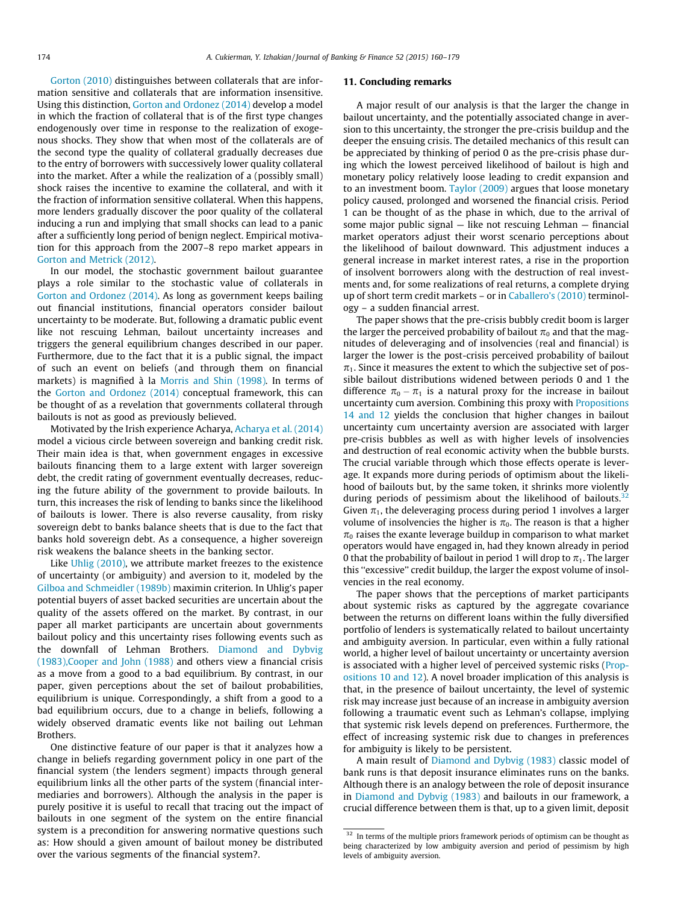Gorton (2010) distinguishes between collaterals that are information sensitive and collaterals that are information insensitive. Using this distinction, Gorton and Ordonez (2014) develop a model in which the fraction of collateral that is of the first type changes endogenously over time in response to the realization of exogenous shocks. They show that when most of the collaterals are of the second type the quality of collateral gradually decreases due to the entry of borrowers with successively lower quality collateral into the market. After a while the realization of a (possibly small) shock raises the incentive to examine the collateral, and with it the fraction of information sensitive collateral. When this happens, more lenders gradually discover the poor quality of the collateral inducing a run and implying that small shocks can lead to a panic after a sufficiently long period of benign neglect. Empirical motivation for this approach from the 2007–8 repo market appears in Gorton and Metrick (2012).

In our model, the stochastic government bailout guarantee plays a role similar to the stochastic value of collaterals in Gorton and Ordonez (2014). As long as government keeps bailing out financial institutions, financial operators consider bailout uncertainty to be moderate. But, following a dramatic public event like not rescuing Lehman, bailout uncertainty increases and triggers the general equilibrium changes described in our paper. Furthermore, due to the fact that it is a public signal, the impact of such an event on beliefs (and through them on financial markets) is magnified à la Morris and Shin (1998). In terms of the Gorton and Ordonez (2014) conceptual framework, this can be thought of as a revelation that governments collateral through bailouts is not as good as previously believed.

Motivated by the Irish experience Acharya, Acharya et al. (2014) model a vicious circle between sovereign and banking credit risk. Their main idea is that, when government engages in excessive bailouts financing them to a large extent with larger sovereign debt, the credit rating of government eventually decreases, reducing the future ability of the government to provide bailouts. In turn, this increases the risk of lending to banks since the likelihood of bailouts is lower. There is also reverse causality, from risky sovereign debt to banks balance sheets that is due to the fact that banks hold sovereign debt. As a consequence, a higher sovereign risk weakens the balance sheets in the banking sector.

Like Uhlig (2010), we attribute market freezes to the existence of uncertainty (or ambiguity) and aversion to it, modeled by the Gilboa and Schmeidler (1989b) maximin criterion. In Uhlig's paper potential buyers of asset backed securities are uncertain about the quality of the assets offered on the market. By contrast, in our paper all market participants are uncertain about governments bailout policy and this uncertainty rises following events such as the downfall of Lehman Brothers. Diamond and Dybvig (1983),Cooper and John (1988) and others view a financial crisis as a move from a good to a bad equilibrium. By contrast, in our paper, given perceptions about the set of bailout probabilities, equilibrium is unique. Correspondingly, a shift from a good to a bad equilibrium occurs, due to a change in beliefs, following a widely observed dramatic events like not bailing out Lehman Brothers.

One distinctive feature of our paper is that it analyzes how a change in beliefs regarding government policy in one part of the financial system (the lenders segment) impacts through general equilibrium links all the other parts of the system (financial intermediaries and borrowers). Although the analysis in the paper is purely positive it is useful to recall that tracing out the impact of bailouts in one segment of the system on the entire financial system is a precondition for answering normative questions such as: How should a given amount of bailout money be distributed over the various segments of the financial system?.

## 11. Concluding remarks

A major result of our analysis is that the larger the change in bailout uncertainty, and the potentially associated change in aversion to this uncertainty, the stronger the pre-crisis buildup and the deeper the ensuing crisis. The detailed mechanics of this result can be appreciated by thinking of period 0 as the pre-crisis phase during which the lowest perceived likelihood of bailout is high and monetary policy relatively loose leading to credit expansion and to an investment boom. Taylor (2009) argues that loose monetary policy caused, prolonged and worsened the financial crisis. Period 1 can be thought of as the phase in which, due to the arrival of some major public signal — like not rescuing Lehman — financial market operators adjust their worst scenario perceptions about the likelihood of bailout downward. This adjustment induces a general increase in market interest rates, a rise in the proportion of insolvent borrowers along with the destruction of real investments and, for some realizations of real returns, a complete drying up of short term credit markets – or in Caballero's (2010) terminology – a sudden financial arrest.

The paper shows that the pre-crisis bubbly credit boom is larger the larger the perceived probability of bailout $\pi_0$ and that the magnitudes of deleveraging and of insolvencies (real and financial) is larger the lower is the post-crisis perceived probability of bailout $\pi_1$. Since it measures the extent to which the subjective set of possible bailout distributions widened between periods 0 and 1 the difference $\pi_0 - \pi_1$ is a natural proxy for the increase in bailout uncertainty cum aversion. Combining this proxy with Propositions 14 and 12 yields the conclusion that higher changes in bailout uncertainty cum uncertainty aversion are associated with larger pre-crisis bubbles as well as with higher levels of insolvencies and destruction of real economic activity when the bubble bursts. The crucial variable through which those effects operate is leverage. It expands more during periods of optimism about the likelihood of bailouts but, by the same token, it shrinks more violently during periods of pessimism about the likelihood of bailouts.[32] Given $\pi_1$, the deleveraging process during period 1 involves a larger volume of insolvencies the higher is $\pi_0$. The reason is that a higher $\pi_0$ raises the exante leverage buildup in comparison to what market operators would have engaged in, had they known already in period 0 that the probability of bailout in period 1 will drop to $\pi_1$. The larger this "excessive" credit buildup, the larger the expost volume of insolvencies in the real economy.

The paper shows that the perceptions of market participants about systemic risks as captured by the aggregate covariance between the returns on different loans within the fully diversified portfolio of lenders is systematically related to bailout uncertainty and ambiguity aversion. In particular, even within a fully rational world, a higher level of bailout uncertainty or uncertainty aversion is associated with a higher level of perceived systemic risks (Propositions 10 and 12). A novel broader implication of this analysis is that, in the presence of bailout uncertainty, the level of systemic risk may increase just because of an increase in ambiguity aversion following a traumatic event such as Lehman's collapse, implying that systemic risk levels depend on preferences. Furthermore, the effect of increasing systemic risk due to changes in preferences for ambiguity is likely to be persistent.

A main result of Diamond and Dybvig (1983) classic model of bank runs is that deposit insurance eliminates runs on the banks. Although there is an analogy between the role of deposit insurance in Diamond and Dybvig (1983) and bailouts in our framework, a crucial difference between them is that, up to a given limit, deposit

[32] In terms of the multiple priors framework periods of optimism can be thought as being characterized by low ambiguity aversion and period of pessimism by high levels of ambiguity aversion.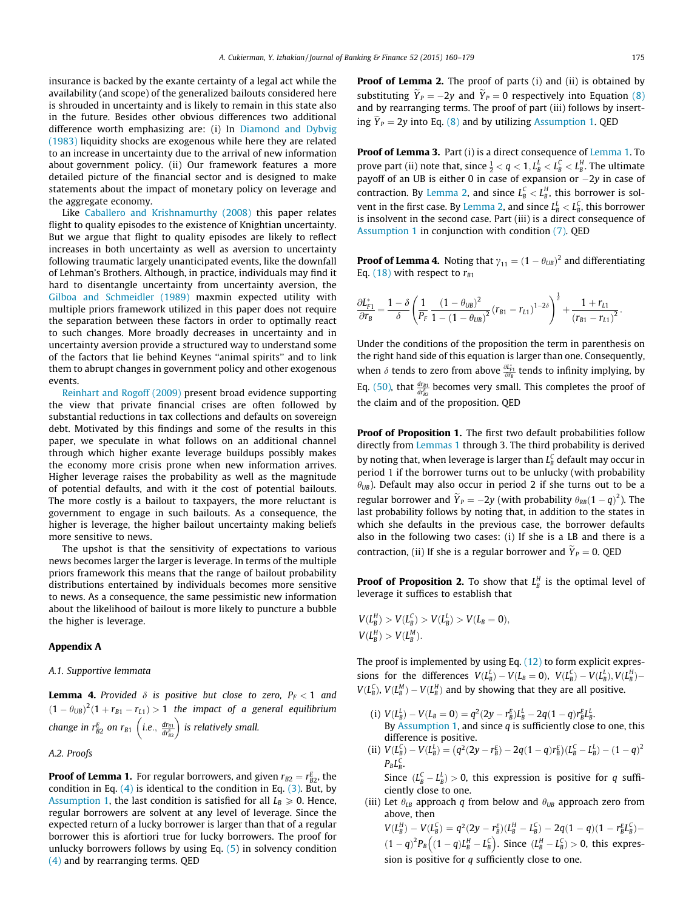insurance is backed by the exante certainty of a legal act while the availability (and scope) of the generalized bailouts considered here is shrouded in uncertainty and is likely to remain in this state also in the future. Besides other obvious differences two additional difference worth emphasizing are: (i) In Diamond and Dybvig (1983) liquidity shocks are exogenous while here they are related to an increase in uncertainty due to the arrival of new information about government policy. (ii) Our framework features a more detailed picture of the financial sector and is designed to make statements about the impact of monetary policy on leverage and the aggregate economy.

Like Caballero and Krishnamurthy (2008) this paper relates flight to quality episodes to the existence of Knightian uncertainty. But we argue that flight to quality episodes are likely to reflect increases in both uncertainty as well as aversion to uncertainty following traumatic largely unanticipated events, like the downfall of Lehman's Brothers. Although, in practice, individuals may find it hard to disentangle uncertainty from uncertainty aversion, the Gilboa and Schmeidler (1989) maxmin expected utility with multiple priors framework utilized in this paper does not require the separation between these factors in order to optimally react to such changes. More broadly decreases in uncertainty and in uncertainty aversion provide a structured way to understand some of the factors that lie behind Keynes "animal spirits" and to link them to abrupt changes in government policy and other exogenous events.

Reinhart and Rogoff (2009) present broad evidence supporting the view that private financial crises are often followed by substantial reductions in tax collections and defaults on sovereign debt. Motivated by this findings and some of the results in this paper, we speculate in what follows on an additional channel through which higher exante leverage buildups possibly makes the economy more crisis prone when new information arrives. Higher leverage raises the probability as well as the magnitude of potential defaults, and with it the cost of potential bailouts. The more costly is a bailout to taxpayers, the more reluctant is government to engage in such bailouts. As a consequence, the higher is leverage, the higher bailout uncertainty making beliefs more sensitive to news.

The upshot is that the sensitivity of expectations to various news becomes larger the larger is leverage. In terms of the multiple priors framework this means that the range of bailout probability distributions entertained by individuals becomes more sensitive to news. As a consequence, the same pessimistic new information about the likelihood of bailout is more likely to puncture a bubble the higher is leverage.

## Appendix A

### A.1. Supportive lemmata

**Lemma 4.** *Provided $\delta$ is positive but close to zero, $P_F < 1$ and $(1-\theta_{UB})^2(1+r_{B1}-r_{L1}) > 1$ the impact of a general equilibrium change in $r^E_{B2}$ on $r_{B1}$ $\left(\text{i.e., } \frac{dr_{B1}}{dr^E_{B2}}\right)$ is relatively small.*

### A.2. Proofs

**Proof of Lemma 1.** For regular borrowers, and given $r_{B2} = r^E_{B2}$, the condition in Eq. (4) is identical to the condition in Eq. (3). But, by Assumption 1, the last condition is satisfied for all $L_B \geqslant 0$. Hence, regular borrowers are solvent at any level of leverage. Since the expected return of a lucky borrower is larger than that of a regular borrower this is afortiori true for lucky borrowers. The proof for unlucky borrowers follows by using Eq. (5) in solvency condition (4) and by rearranging terms. QED

**Proof of Lemma 2.** The proof of parts (i) and (ii) is obtained by substituting $\widetilde{Y}_P = -2y$ and $\widetilde{Y}_P = 0$ respectively into Equation (8) and by rearranging terms. The proof of part (iii) follows by inserting $\widetilde{Y}_P = 2y$ into Eq. (8) and by utilizing Assumption 1. QED

**Proof of Lemma 3.** Part (i) is a direct consequence of Lemma 1. To prove part (ii) note that, since $\frac{1}{2} < q < 1, L^L_B < L^C_B < L^H_B$. The ultimate payoff of an UB is either 0 in case of expansion or $-2y$ in case of contraction. By Lemma 2, and since $L^C_B < L^H_B$, this borrower is solvent in the first case. By Lemma 2, and since $L^L_B < L^C_B$, this borrower is insolvent in the second case. Part (iii) is a direct consequence of Assumption 1 in conjunction with condition (7). QED

**Proof of Lemma 4.** Noting that $\gamma_{11} = (1-\theta_{UB})^2$ and differentiating Eq. (18) with respect to $r_{B1}$

$$\frac{\partial L^*_{F1}}{\partial r_B} = \frac{1-\delta}{\delta}\left(\frac{1}{P_F}\,\frac{(1-\theta_{UB})^2}{1-(1-\theta_{UB})^2}(r_{B1}-r_{L1})^{1-2\delta}\right)^{\frac{1}{\delta}} + \frac{1+r_{L1}}{(r_{B1}-r_{L1})^2}.$$

Under the conditions of the proposition the term in parenthesis on the right hand side of this equation is larger than one. Consequently, when $\delta$ tends to zero from above $\frac{\partial L^*_{F1}}{\partial r_B}$ tends to infinity implying, by Eq. (50), that $\frac{dr_{B1}}{dr^E_{B2}}$ becomes very small. This completes the proof of the claim and of the proposition. QED

**Proof of Proposition 1.** The first two default probabilities follow directly from Lemmas 1 through 3. The third probability is derived by noting that, when leverage is larger than $L^C_B$ default may occur in period 1 if the borrower turns out to be unlucky (with probability $\theta_{UB}$). Default may also occur in period 2 if she turns out to be a regular borrower and $\widetilde{Y}_P = -2y$ (with probability $\theta_{RB}(1-q)^2$). The last probability follows by noting that, in addition to the states in which she defaults in the previous case, the borrower defaults also in the following two cases: (i) If she is a LB and there is a contraction, (ii) If she is a regular borrower and $\widetilde{Y}_P = 0$. QED

**Proof of Proposition 2.** To show that $L^H_B$ is the optimal level of leverage it suffices to establish that

$$V(L^H_B) > V(L^C_B) > V(L^L_B) > V(L_B = 0),$$
$$V(L^H_B) > V(L^M_B).$$

The proof is implemented by using Eq. (12) to form explicit expressions for the differences $V(L^L_B) - V(L_B = 0)$, $V(L^C_B) - V(L^L_B)$, $V(L^H_B) - V(L^C_B)$, $V(L^M_B) - V(L^H_B)$ and by showing that they are all positive.

(i) $V(L^L_B) - V(L_B = 0) = q^2(2y - r^E_B)L^L_B - 2q(1-q)r^E_B L^L_B$.
By Assumption 1, and since $q$ is sufficiently close to one, this difference is positive.

(ii) $V(L^C_B) - V(L^L_B) = (q^2(2y - r^E_B) - 2q(1-q)r^E_B)(L^C_B - L^L_B) - (1-q)^2 P_B L^C_B$.
Since $(L^C_B - L^L_B) > 0$, this expression is positive for $q$ sufficiently close to one.

(iii) Let $\theta_{LB}$ approach $q$ from below and $\theta_{UB}$ approach zero from above, then
$V(L^H_B) - V(L^C_B) = q^2(2y - r^E_B)(L^H_B - L^C_B) - 2q(1-q)(1 - r^E_B L^C_B) - (1-q)^2 P_B\left((1-q)L^H_B - L^C_B\right)$. Since $(L^H_B - L^C_B) > 0$, this expression is positive for $q$ sufficiently close to one.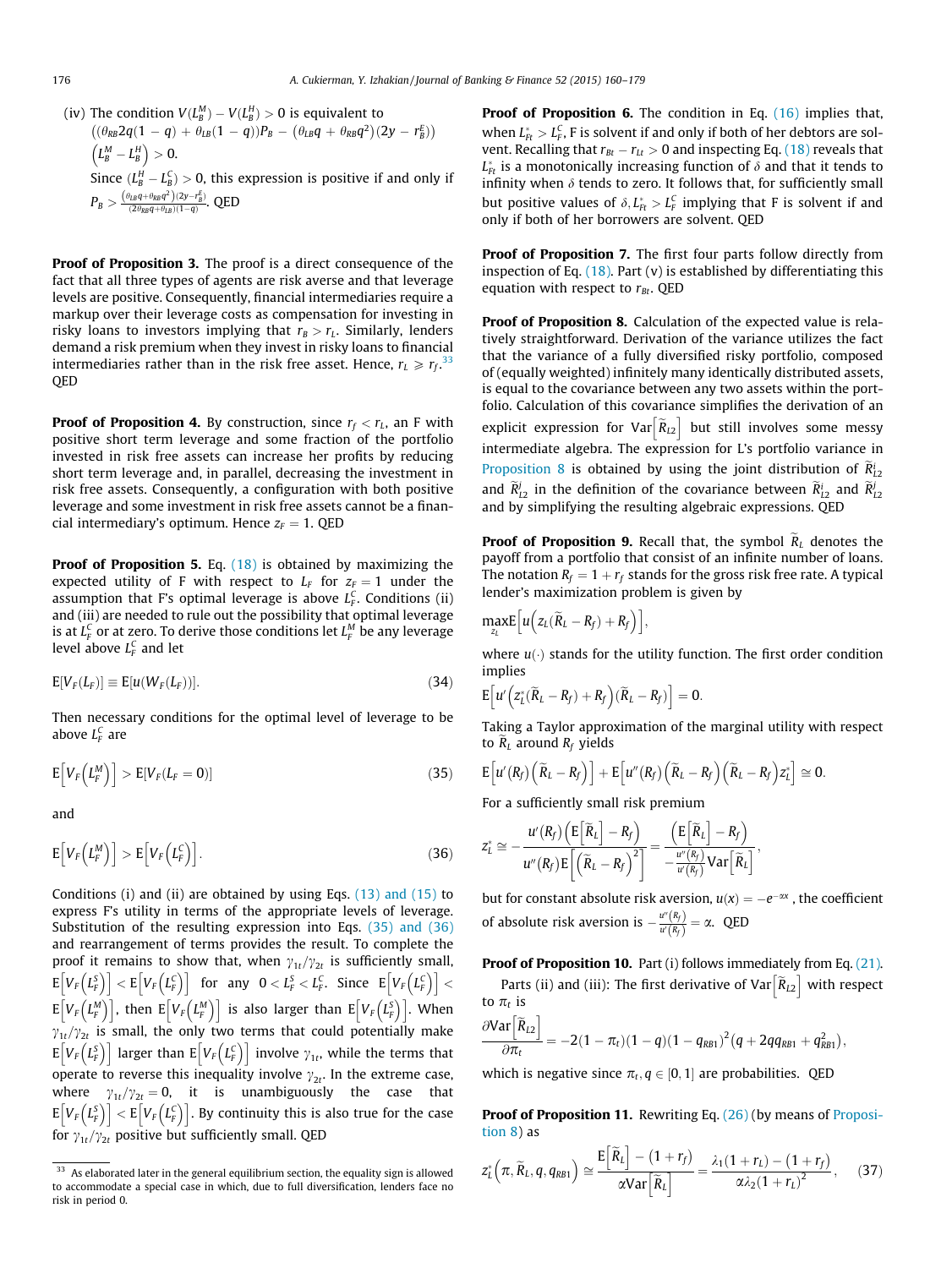(iv) The condition $V(L_B^M) - V(L_B^H) > 0$ is equivalent to $((\theta_{RB}2q(1-q) + \theta_{LB}(1-q))P_B - (\theta_{LB}q + \theta_{RB}q^2)(2y - r_B^E))$ $\left(L_B^M - L_B^H\right) > 0$.

Since $(L_B^H - L_B^C) > 0$, this expression is positive if and only if $P_B > \frac{(\theta_{LB}q+\theta_{RB}q^2)(2y-r_B^E)}{(2\theta_{RB}q+\theta_{LB})(1-q)}$. QED

**Proof of Proposition 3.** The proof is a direct consequence of the fact that all three types of agents are risk averse and that leverage levels are positive. Consequently, financial intermediaries require a markup over their leverage costs as compensation for investing in risky loans to investors implying that $r_B > r_L$. Similarly, lenders demand a risk premium when they invest in risky loans to financial intermediaries rather than in the risk free asset. Hence, $r_L \geqslant r_f$.[33] QED

**Proof of Proposition 4.** By construction, since $r_f < r_L$, an F with positive short term leverage and some fraction of the portfolio invested in risk free assets can increase her profits by reducing short term leverage and, in parallel, decreasing the investment in risk free assets. Consequently, a configuration with both positive leverage and some investment in risk free assets cannot be a financial intermediary's optimum. Hence $z_F = 1$. QED

**Proof of Proposition 5.** Eq. (18) is obtained by maximizing the expected utility of F with respect to $L_F$ for $z_F = 1$ under the assumption that F's optimal leverage is above $L_F^C$. Conditions (ii) and (iii) are needed to rule out the possibility that optimal leverage is at $L_F^C$ or at zero. To derive those conditions let $L_F^M$ be any leverage level above $L_F^C$ and let

$$\mathrm{E}[V_F(L_F)] \equiv \mathrm{E}[u(W_F(L_F))]. \tag{34}$$

Then necessary conditions for the optimal level of leverage to be above $L_F^C$ are

$$\mathrm{E}\left[V_F\left(L_F^M\right)\right] > \mathrm{E}[V_F(L_F = 0)] \tag{35}$$

and

$$\mathrm{E}\left[V_F\left(L_F^M\right)\right] > \mathrm{E}\left[V_F\left(L_F^C\right)\right]. \tag{36}$$

Conditions (i) and (ii) are obtained by using Eqs. (13) and (15) to express F's utility in terms of the appropriate levels of leverage. Substitution of the resulting expression into Eqs. (35) and (36) and rearrangement of terms provides the result. To complete the proof it remains to show that, when $\gamma_{1t}/\gamma_{2t}$ is sufficiently small, $\mathrm{E}\left[V_F\left(L_F^S\right)\right] < \mathrm{E}\left[V_F\left(L_F^C\right)\right]$ for any $0 < L_F^S < L_F^C$. Since $\mathrm{E}\left[V_F\left(L_F^C\right)\right] < \mathrm{E}\left[V_F\left(L_F^M\right)\right]$, then $\mathrm{E}\left[V_F\left(L_F^M\right)\right]$ is also larger than $\mathrm{E}\left[V_F\left(L_F^S\right)\right]$. When $\gamma_{1t}/\gamma_{2t}$ is small, the only two terms that could potentially make $\mathrm{E}\left[V_F\left(L_F^S\right)\right]$ larger than $\mathrm{E}\left[V_F\left(L_F^C\right)\right]$ involve $\gamma_{1t}$, while the terms that operate to reverse this inequality involve $\gamma_{2t}$. In the extreme case, where $\gamma_{1t}/\gamma_{2t} = 0$, it is unambiguously the case that $\mathrm{E}\left[V_F\left(L_F^S\right)\right] < \mathrm{E}\left[V_F\left(L_F^C\right)\right]$. By continuity this is also true for the case for $\gamma_{1t}/\gamma_{2t}$ positive but sufficiently small. QED

**Proof of Proposition 6.** The condition in Eq. (16) implies that, when $L_{Ft}^* > L_F^C$, F is solvent if and only if both of her debtors are solvent. Recalling that $r_{Bt} - r_{Lt} > 0$ and inspecting Eq. (18) reveals that $L_{Ft}^*$ is a monotonically increasing function of $\delta$ and that it tends to infinity when $\delta$ tends to zero. It follows that, for sufficiently small but positive values of $\delta, L_{Ft}^* > L_F^C$ implying that F is solvent if and only if both of her borrowers are solvent. QED

**Proof of Proposition 7.** The first four parts follow directly from inspection of Eq. (18). Part (v) is established by differentiating this equation with respect to $r_{Bt}$. QED

**Proof of Proposition 8.** Calculation of the expected value is relatively straightforward. Derivation of the variance utilizes the fact that the variance of a fully diversified risky portfolio, composed of (equally weighted) infinitely many identically distributed assets, is equal to the covariance between any two assets within the portfolio. Calculation of this covariance simplifies the derivation of an explicit expression for $\mathrm{Var}\left[\widetilde{R}_{L2}\right]$ but still involves some messy intermediate algebra. The expression for L's portfolio variance in Proposition 8 is obtained by using the joint distribution of $\widetilde{R}_{L2}^i$ and $\widetilde{R}_{L2}^j$ in the definition of the covariance between $\widetilde{R}_{L2}^i$ and $\widetilde{R}_{L2}^j$ and by simplifying the resulting algebraic expressions. QED

**Proof of Proposition 9.** Recall that, the symbol $\widetilde{R}_L$ denotes the payoff from a portfolio that consist of an infinite number of loans. The notation $R_f = 1 + r_f$ stands for the gross risk free rate. A typical lender's maximization problem is given by

$$\max_{z_L} \mathrm{E}\left[u\left(z_L(\widetilde{R}_L - R_f) + R_f\right)\right],$$

where $u(\cdot)$ stands for the utility function. The first order condition implies

$$\mathrm{E}\left[u'\left(z_L^*(\widetilde{R}_L - R_f) + R_f\right)(\widetilde{R}_L - R_f)\right] = 0.$$

Taking a Taylor approximation of the marginal utility with respect to $\widetilde{R}_L$ around $R_f$ yields

$$\mathrm{E}\left[u'(R_f)\left(\widetilde{R}_L - R_f\right)\right] + \mathrm{E}\left[u''(R_f)\left(\widetilde{R}_L - R_f\right)\left(\widetilde{R}_L - R_f\right)z_L^*\right] \cong 0.$$

For a sufficiently small risk premium

$$z_L^* \cong -\frac{u'(R_f)\left(\mathrm{E}\left[\widetilde{R}_L\right] - R_f\right)}{u''(R_f)\mathrm{E}\left[\left(\widetilde{R}_L - R_f\right)^2\right]} = \frac{\left(\mathrm{E}\left[\widetilde{R}_L\right] - R_f\right)}{-\frac{u''(R_f)}{u'(R_f)}\mathrm{Var}\left[\widetilde{R}_L\right]},$$

but for constant absolute risk aversion, $u(x) = -e^{-\alpha x}$, the coefficient of absolute risk aversion is $-\frac{u''(R_f)}{u'(R_f)} = \alpha$. QED

**Proof of Proposition 10.** Part (i) follows immediately from Eq. (21).

Parts (ii) and (iii): The first derivative of $\mathrm{Var}\left[\widetilde{R}_{L2}\right]$ with respect to $\pi_t$ is

$$\frac{\partial \mathrm{Var}\left[\widetilde{R}_{L2}\right]}{\partial \pi_t} = -2(1-\pi_t)(1-q)(1-q_{RB1})^2(q + 2qq_{RB1} + q_{RB1}^2),$$

which is negative since $\pi_t, q \in [0, 1]$ are probabilities. QED

**Proof of Proposition 11.** Rewriting Eq. (26) (by means of Proposition 8) as

$$z_L^*\left(\pi, \widetilde{R}_L, q, q_{RB1}\right) \cong \frac{\mathrm{E}\left[\widetilde{R}_L\right] - (1 + r_f)}{\alpha \mathrm{Var}\left[\widetilde{R}_L\right]} = \frac{\lambda_1(1 + r_L) - (1 + r_f)}{\alpha \lambda_2 (1 + r_L)^2}, \tag{37}$$

[33] As elaborated later in the general equilibrium section, the equality sign is allowed to accommodate a special case in which, due to full diversification, lenders face no risk in period 0.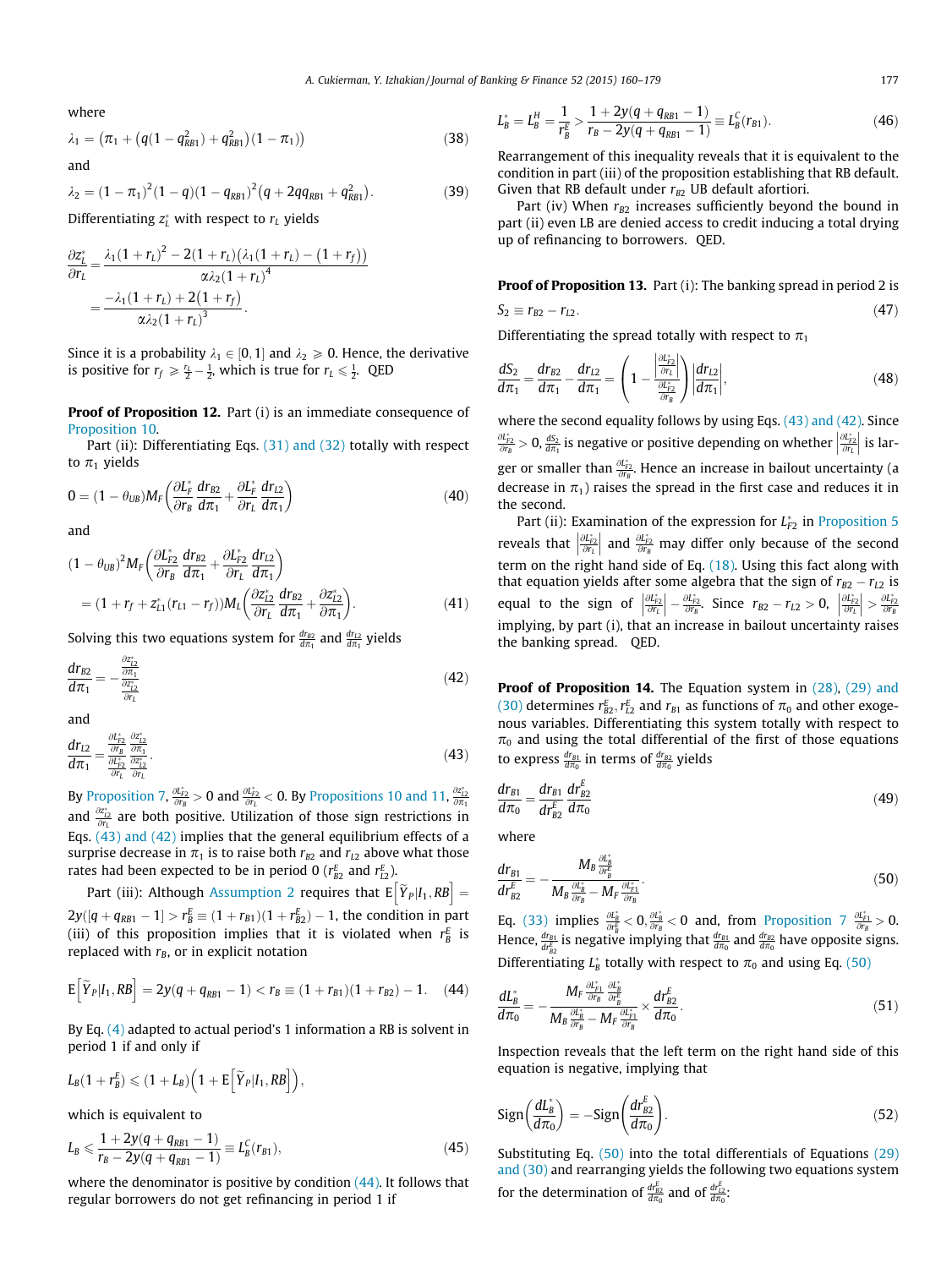where

$$\lambda_1 = \left(\pi_1 + \left(q(1-q_{RB1}^2) + q_{RB1}^2\right)(1-\pi_1)\right) \tag{38}$$

and

$$\lambda_2 = (1-\pi_1)^2(1-q)(1-q_{RB1})^2(q + 2qq_{RB1} + q_{RB1}^2). \tag{39}$$

Differentiating $z_L^*$ with respect to $r_L$ yields

$$\frac{\partial z_L^*}{\partial r_L} = \frac{\lambda_1(1+r_L)^2 - 2(1+r_L)\left(\lambda_1(1+r_L) - (1+r_f)\right)}{\alpha\lambda_2(1+r_L)^4} = \frac{-\lambda_1(1+r_L) + 2(1+r_f)}{\alpha\lambda_2(1+r_L)^3}.$$

Since it is a probability $\lambda_1 \in [0,1]$ and $\lambda_2 \geqslant 0$. Hence, the derivative is positive for $r_f \geqslant \frac{r_L}{2} - \frac{1}{2}$, which is true for $r_L \leqslant \frac{1}{2}$. QED

**Proof of Proposition 12.** Part (i) is an immediate consequence of Proposition 10.

Part (ii): Differentiating Eqs. (31) and (32) totally with respect to $\pi_1$ yields

$$0 = (1-\theta_{UB})M_F\left(\frac{\partial L_F^*}{\partial r_B}\frac{dr_{B2}}{d\pi_1} + \frac{\partial L_F^*}{\partial r_L}\frac{dr_{L2}}{d\pi_1}\right) \tag{40}$$

and

$$(1-\theta_{UB})^2 M_F\left(\frac{\partial L_{F2}^*}{\partial r_B}\frac{dr_{B2}}{d\pi_1} + \frac{\partial L_{F2}^*}{\partial r_L}\frac{dr_{L2}}{d\pi_1}\right) = (1 + r_f + z_{L1}^*(r_{L1} - r_f))M_L\left(\frac{\partial z_{L2}^*}{\partial r_L}\frac{dr_{B2}}{d\pi_1} + \frac{\partial z_{L2}^*}{\partial \pi_1}\right). \tag{41}$$

Solving this two equations system for $\frac{dr_{B2}}{d\pi_1}$ and $\frac{dr_{L2}}{d\pi_1}$ yields

$$\frac{dr_{B2}}{d\pi_1} = -\frac{\frac{\partial z_{L2}^*}{\partial \pi_1}}{\frac{\partial z_{L2}^*}{\partial r_L}} \tag{42}$$

and

$$\frac{dr_{L2}}{d\pi_1} = \frac{\frac{\partial L_{F2}^*}{\partial r_B}}{\frac{\partial L_{F2}^*}{\partial r_L}}\frac{\frac{\partial z_{L2}^*}{\partial \pi_1}}{\frac{\partial z_{L2}^*}{\partial r_L}}. \tag{43}$$

By Proposition 7, $\frac{\partial L_{F2}^*}{\partial r_B} > 0$ and $\frac{\partial L_{F2}^*}{\partial r_L} < 0$. By Propositions 10 and 11, $\frac{\partial z_{L2}^*}{\partial \pi_1}$ and $\frac{\partial z_{L2}^*}{\partial r_L}$ are both positive. Utilization of those sign restrictions in Eqs. (43) and (42) implies that the general equilibrium effects of a surprise decrease in $\pi_1$ is to raise both $r_{B2}$ and $r_{L2}$ above what those rates had been expected to be in period 0 ($r_{B2}^E$ and $r_{L2}^E$).

Part (iii): Although Assumption 2 requires that $\mathrm{E}\left[\widetilde{Y}_P|I_1, RB\right] = 2y([q + q_{RB1} - 1] > r_B^E \equiv (1+r_{B1})(1+r_{B2}^E) - 1$, the condition in part (iii) of this proposition implies that it is violated when $r_B^E$ is replaced with $r_B$, or in explicit notation

$$\mathrm{E}\left[\widetilde{Y}_P|I_1, RB\right] = 2y(q + q_{RB1} - 1) < r_B \equiv (1+r_{B1})(1+r_{B2}) - 1. \tag{44}$$

By Eq. (4) adapted to actual period's 1 information a RB is solvent in period 1 if and only if

$$L_B(1+r_B^E) \leqslant (1+L_B)\left(1 + \mathrm{E}\left[\widetilde{Y}_P|I_1, RB\right]\right),$$

which is equivalent to

$$L_B \leqslant \frac{1 + 2y(q + q_{RB1} - 1)}{r_B - 2y(q + q_{RB1} - 1)} \equiv L_B^C(r_{B1}), \tag{45}$$

where the denominator is positive by condition (44). It follows that regular borrowers do not get refinancing in period 1 if

$$L_B^* = L_B^H = \frac{1}{r_B^E} > \frac{1 + 2y(q + q_{RB1} - 1)}{r_B - 2y(q + q_{RB1} - 1)} \equiv L_B^C(r_{B1}). \tag{46}$$

Rearrangement of this inequality reveals that it is equivalent to the condition in part (iii) of the proposition establishing that RB default. Given that RB default under $r_{B2}$ UB default afortiori.

Part (iv) When $r_{B2}$ increases sufficiently beyond the bound in part (ii) even LB are denied access to credit inducing a total drying up of refinancing to borrowers. QED.

**Proof of Proposition 13.** Part (i): The banking spread in period 2 is

$$S_2 \equiv r_{B2} - r_{L2}. \tag{47}$$

Differentiating the spread totally with respect to $\pi_1$

$$\frac{dS_2}{d\pi_1} = \frac{dr_{B2}}{d\pi_1} - \frac{dr_{L2}}{d\pi_1} = \left(1 - \frac{\left|\frac{\partial L_{F2}^*}{\partial r_L}\right|}{\frac{\partial L_{F2}^*}{\partial r_B}}\right)\left|\frac{dr_{L2}}{d\pi_1}\right|, \tag{48}$$

where the second equality follows by using Eqs. (43) and (42). Since $\frac{\partial L_{F2}^*}{\partial r_B} > 0$, $\frac{dS_2}{d\pi_1}$ is negative or positive depending on whether $\left|\frac{\partial L_{F2}^*}{\partial r_L}\right|$ is larger or smaller than $\frac{\partial L_{F2}^*}{\partial r_B}$. Hence an increase in bailout uncertainty (a decrease in $\pi_1$) raises the spread in the first case and reduces it in the second.

Part (ii): Examination of the expression for $L_{F2}^*$ in Proposition 5 reveals that $\left|\frac{\partial L_{F2}^*}{\partial r_L}\right|$ and $\frac{\partial L_{F2}^*}{\partial r_B}$ may differ only because of the second term on the right hand side of Eq. (18). Using this fact along with that equation yields after some algebra that the sign of $r_{B2} - r_{L2}$ is equal to the sign of $\left|\frac{\partial L_{F2}^*}{\partial r_L}\right| - \frac{\partial L_{F2}^*}{\partial r_B}$. Since $r_{B2} - r_{L2} > 0$, $\left|\frac{\partial L_{F2}^*}{\partial r_L}\right| > \frac{\partial L_{F2}^*}{\partial r_B}$ implying, by part (i), that an increase in bailout uncertainty raises the banking spread. QED.

**Proof of Proposition 14.** The Equation system in (28), (29) and (30) determines $r_{B2}^E, r_{L2}^E$ and $r_{B1}$ as functions of $\pi_0$ and other exogenous variables. Differentiating this system totally with respect to $\pi_0$ and using the total differential of the first of those equations to express $\frac{dr_{B1}}{d\pi_0}$ in terms of $\frac{dr_{B2}}{d\pi_0}$ yields

$$\frac{dr_{B1}}{d\pi_0} = \frac{dr_{B1}}{dr_{B2}^E}\frac{dr_{B2}^E}{d\pi_0} \tag{49}$$

where

$$\frac{dr_{B1}}{dr_{B2}^E} = -\frac{M_B\frac{\partial L_B^*}{\partial r_B^E}}{M_B\frac{\partial L_B^*}{\partial r_B} - M_F\frac{\partial L_{F1}^*}{\partial r_B}}. \tag{50}$$

Eq. (33) implies $\frac{\partial L_B^*}{\partial r_B^E} < 0, \frac{\partial L_B^*}{\partial r_B} < 0$ and, from Proposition 7 $\frac{\partial L_{F1}^*}{\partial r_B} > 0$. Hence, $\frac{dr_{B1}}{dr_{B2}^E}$ is negative implying that $\frac{dr_{B1}}{d\pi_0}$ and $\frac{dr_{B2}}{d\pi_0}$ have opposite signs. Differentiating $L_B^*$ totally with respect to $\pi_0$ and using Eq. (50)

$$\frac{dL_B^*}{d\pi_0} = -\frac{M_F\frac{\partial L_{F1}^*}{\partial r_B}\frac{\partial L_B^*}{\partial r_B^E}}{M_B\frac{\partial L_B^*}{\partial r_B} - M_F\frac{\partial L_{F1}^*}{\partial r_B}} \times \frac{dr_{B2}^E}{d\pi_0}. \tag{51}$$

Inspection reveals that the left term on the right hand side of this equation is negative, implying that

$$\mathrm{Sign}\left(\frac{dL_B^*}{d\pi_0}\right) = -\mathrm{Sign}\left(\frac{dr_{B2}^E}{d\pi_0}\right). \tag{52}$$

Substituting Eq. (50) into the total differentials of Equations (29) and (30) and rearranging yields the following two equations system for the determination of $\frac{dr_{B2}^E}{d\pi_0}$ and of $\frac{dr_{L2}^E}{d\pi_0}$: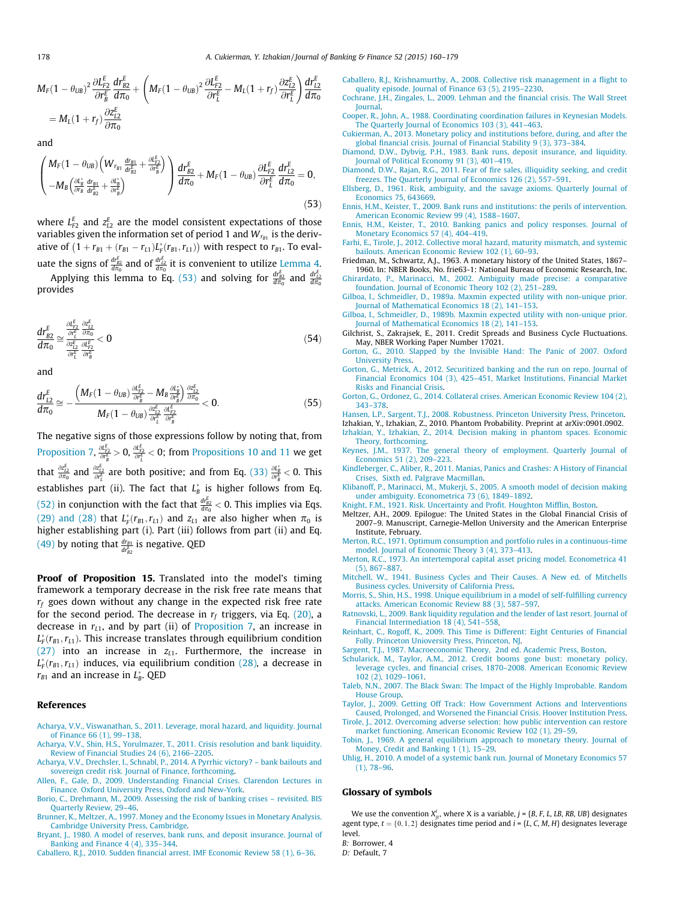$$M_F(1-\theta_{UB})^2 \frac{\partial L^E_{F2}}{\partial r^E_B} \frac{dr^E_{B2}}{d\pi_0} + \left( M_F(1-\theta_{UB})^2 \frac{\partial L^E_{F2}}{\partial r^E_L} - M_L(1+r_f) \frac{\partial z^E_{L2}}{\partial r^E_L} \right) \frac{dr^E_{L2}}{d\pi_0}$$
$$= M_L(1+r_f) \frac{\partial z^E_{L2}}{\partial \pi_0}$$

and

$$\left( \begin{array}{c} M_F(1-\theta_{UB}) \left( W_{r_{B1}} \frac{dr_{B1}}{dr^E_{B2}} + \frac{\partial L^E_{F2}}{\partial r^E_B} \right) \\ -M_B \left( \frac{\partial L^*_B}{\partial r_B} \frac{dr_{B1}}{dr^E_{B2}} + \frac{\partial L^*_B}{\partial r^E_B} \right) \end{array} \right) \frac{dr^E_{B2}}{d\pi_0} + M_F(1-\theta_{UB}) \frac{\partial L^E_{F2}}{\partial r^E_L} \frac{dr^E_{L2}}{d\pi_0} = 0, \tag{53}$$

where $L^E_{F2}$ and $z^E_{L2}$ are the model consistent expectations of those variables given the information set of period 1 and $W_{r_{B1}}$ is the derivative of $(1 + r_{B1} + (r_{B1} - r_{L1})L^*_F(r_{B1}, r_{L1}))$ with respect to $r_{B1}$. To evaluate the signs of $\frac{dr^E_{B2}}{d\pi_0}$ and of $\frac{dr^E_{L2}}{d\pi_0}$ it is convenient to utilize Lemma 4.

Applying this lemma to Eq. (53) and solving for $\frac{dr^E_{B2}}{d\pi_0}$ and $\frac{dr^E_{L2}}{d\pi_0}$ provides

$$\frac{dr^E_{B2}}{d\pi_0} \cong \frac{\frac{\partial L^E_{F2}}{\partial r^E_L} \frac{\partial z^E_{L2}}{\partial \pi_0}}{\frac{\partial z^E_{L2}}{\partial r^E_L} \frac{\partial L^E_{F2}}{\partial r^E_B}} < 0 \tag{54}$$

and

$$\frac{dr^E_{L2}}{d\pi_0} \cong -\frac{\left( M_F(1-\theta_{UB}) \frac{\partial L^E_{F2}}{\partial r^E_B} - M_B \frac{\partial L^*_B}{\partial r^E_B} \right) \frac{\partial z^E_{L2}}{\partial \pi_0}}{M_F(1-\theta_{UB}) \frac{\partial z^E_{L2}}{\partial r^E_L} \frac{\partial L^E_{F2}}{\partial r^E_B}} < 0. \tag{55}$$

The negative signs of those expressions follow by noting that, from Proposition 7, $\frac{\partial L^E_{F2}}{\partial r^E_B} > 0$, $\frac{\partial L^E_{F2}}{\partial r^E_L} < 0$; from Propositions 10 and 11 we get that $\frac{\partial z^E_{L2}}{\partial \pi_0}$ and $\frac{\partial z^E_{L2}}{\partial r^E_L}$ are both positive; and from Eq. (33) $\frac{\partial L^*_B}{\partial r^E_B} < 0$. This establishes part (ii). The fact that $L^*_B$ is higher follows from Eq. (52) in conjunction with the fact that $\frac{dr^E_{B2}}{d\pi_0} < 0$. This implies via Eqs. (29) and (28) that $L^*_F(r_{B1}, r_{L1})$ and $z_{L1}$ are also higher when $\pi_0$ is higher establishing part (i). Part (iii) follows from part (ii) and Eq. (49) by noting that $\frac{dr_{B1}}{dr^E_{B2}}$ is negative. QED

**Proof of Proposition 15.** Translated into the model's timing framework a temporary decrease in the risk free rate means that $r_f$ goes down without any change in the expected risk free rate for the second period. The decrease in $r_f$ triggers, via Eq. (20), a decrease in $r_{L1}$, and by part (ii) of Proposition 7, an increase in $L^*_F(r_{B1}, r_{L1})$. This increase translates through equilibrium condition (27) into an increase in $z_{L1}$. Furthermore, the increase in $L^*_F(r_{B1}, r_{L1})$ induces, via equilibrium condition (28), a decrease in $r_{B1}$ and an increase in $L^*_B$. QED

## References

Acharya, V.V., Viswanathan, S., 2011. Leverage, moral hazard, and liquidity. Journal of Finance 66 (1), 99–138.

Acharya, V.V., Shin, H.S., Yorulmazer, T., 2011. Crisis resolution and bank liquidity. Review of Financial Studies 24 (6), 2166–2205.

Acharya, V.V., Drechsler, I., Schnabl, P., 2014. A Pyrrhic victory? – bank bailouts and sovereign credit risk. Journal of Finance, forthcoming.

Allen, F., Gale, D., 2009. Understanding Financial Crises. Clarendon Lectures in Finance. Oxford University Press, Oxford and New-York.

Borio, C., Drehmann, M., 2009. Assessing the risk of banking crises – revisited. BIS Quarterly Review, 29–46.

Brunner, K., Meltzer, A., 1997. Money and the Economy Issues in Monetary Analysis. Cambridge University Press, Cambridge.

Bryant, J., 1980. A model of reserves, bank runs, and deposit insurance. Journal of Banking and Finance 4 (4), 335–344.

Caballero, R.J., 2010. Sudden financial arrest. IMF Economic Review 58 (1), 6–36.

Caballero, R.J., Krishnamurthy, A., 2008. Collective risk management in a flight to quality episode. Journal of Finance 63 (5), 2195–2230.

Cochrane, J.H., Zingales, L., 2009. Lehman and the financial crisis. The Wall Street Journal.

Cooper, R., John, A., 1988. Coordinating coordination failures in Keynesian Models. The Quarterly Journal of Economics 103 (3), 441–463.

Cukierman, A., 2013. Monetary policy and institutions before, during, and after the global financial crisis. Journal of Financial Stability 9 (3), 373–384.

Diamond, D.W., Dybvig, P.H., 1983. Bank runs, deposit insurance, and liquidity. Journal of Political Economy 91 (3), 401–419.

Diamond, D.W., Rajan, R.G., 2011. Fear of fire sales, illiquidity seeking, and credit freezes. The Quarterly Journal of Economics 126 (2), 557–591.

Ellsberg, D., 1961. Risk, ambiguity, and the savage axioms. Quarterly Journal of Economics 75, 643669.

Ennis, H.M., Keister, T., 2009. Bank runs and institutions: the perils of intervention. American Economic Review 99 (4), 1588–1607.

Ennis, H.M., Keister, T., 2010. Banking panics and policy responses. Journal of Monetary Economics 57 (4), 404–419.

Farhi, E., Tirole, J., 2012. Collective moral hazard, maturity mismatch, and systemic bailouts. American Economic Review 102 (1), 60–93.

Friedman, M., Schwartz, A.J., 1963. A monetary history of the United States, 1867–1960. In: NBER Books, No. frie63-1: National Bureau of Economic Research, Inc.

Ghirardato, P., Marinacci, M., 2002. Ambiguity made precise: a comparative foundation. Journal of Economic Theory 102 (2), 251–289.

Gilboa, I., Schmeidler, D., 1989a. Maxmin expected utility with non-unique prior. Journal of Mathematical Economics 18 (2), 141–153.

Gilboa, I., Schmeidler, D., 1989b. Maxmin expected utility with non-unique prior. Journal of Mathematical Economics 18 (2), 141–153.

Gilchrist, S., Zakrajsek, E., 2011. Credit Spreads and Business Cycle Fluctuations. May, NBER Working Paper Number 17021.

Gorton, G., 2010. Slapped by the Invisible Hand: The Panic of 2007. Oxford University Press.

Gorton, G., Metrick, A., 2012. Securitized banking and the run on repo. Journal of Financial Economics 104 (3), 425–451, Market Institutions, Financial Market Risks and Financial Crisis.

Gorton, G., Ordonez, G., 2014. Collateral crises. American Economic Review 104 (2), 343–378.

Hansen, L.P., Sargent, T.J., 2008. Robustness. Princeton University Press, Princeton.

Izhakian, Y., Izhakian, Z., 2010. Phantom Probability. Preprint at arXiv:0901.0902.

Izhakian, Y., Izhakian, Z., 2014. Decision making in phantom spaces. Economic Theory, forthcoming.

Keynes, J.M., 1937. The general theory of employment. Quarterly Journal of Economics 51 (2), 209–223.

Kindleberger, C., Aliber, R., 2011. Manias, Panics and Crashes: A History of Financial Crises, Sixth ed. Palgrave Macmillan.

Klibanoff, P., Marinacci, M., Mukerji, S., 2005. A smooth model of decision making under ambiguity. Econometrica 73 (6), 1849–1892.

Knight, F.M., 1921. Risk. Uncertainty and Profit. Houghton Mifflin, Boston.

Meltzer, A.H., 2009. Epilogue: The United States in the Global Financial Crisis of 2007–9. Manuscript, Carnegie-Mellon University and the American Enterprise Institute, February.

Merton, R.C., 1971. Optimum consumption and portfolio rules in a continuous-time model. Journal of Economic Theory 3 (4), 373–413.

Merton, R.C., 1973. An intertemporal capital asset pricing model. Econometrica 41 (5), 867–887.

Mitchell, W., 1941. Business Cycles and Their Causes. A New ed. of Mitchells Business cycles. University of California Press.

Morris, S., Shin, H.S., 1998. Unique equilibrium in a model of self-fulfilling currency attacks. American Economic Review 88 (3), 587–597.

Ratnovski, L., 2009. Bank liquidity regulation and the lender of last resort. Journal of Financial Intermediation 18 (4), 541–558.

Reinhart, C., Rogoff, K., 2009. This Time is Different: Eight Centuries of Financial Folly. Princeton Unioversity Press, Princeton, NJ.

Sargent, T.J., 1987. Macroeconomic Theory, 2nd ed. Academic Press, Boston.

Schularick, M., Taylor, A.M., 2012. Credit booms gone bust: monetary policy, leverage cycles, and financial crises, 1870–2008. American Economic Review 102 (2), 1029–1061.

Taleb, N.N., 2007. The Black Swan: The Impact of the Highly Improbable. Random House Group.

Taylor, J., 2009. Getting Off Track: How Government Actions and Interventions Caused, Prolonged, and Worsened the Financial Crisis. Hoover Institution Press.

Tirole, J., 2012. Overcoming adverse selection: how public intervention can restore market functioning. American Economic Review 102 (1), 29–59.

Tobin, J., 1969. A general equilibrium approach to monetary theory. Journal of Money, Credit and Banking 1 (1), 15–29.

Uhlig, H., 2010. A model of a systemic bank run. Journal of Monetary Economics 57 (1), 78–96.

## Glossary of symbols

We use the convention $X^i_{jt}$, where X is a variable, $j = \{B, F, L, LB, RB, UB\}$ designates agent type, $t = \{0, 1, 2\}$ designates time period and $i = \{L, C, M, H\}$ designates leverage level.

*B:* Borrower, 4

*D:* Default, 7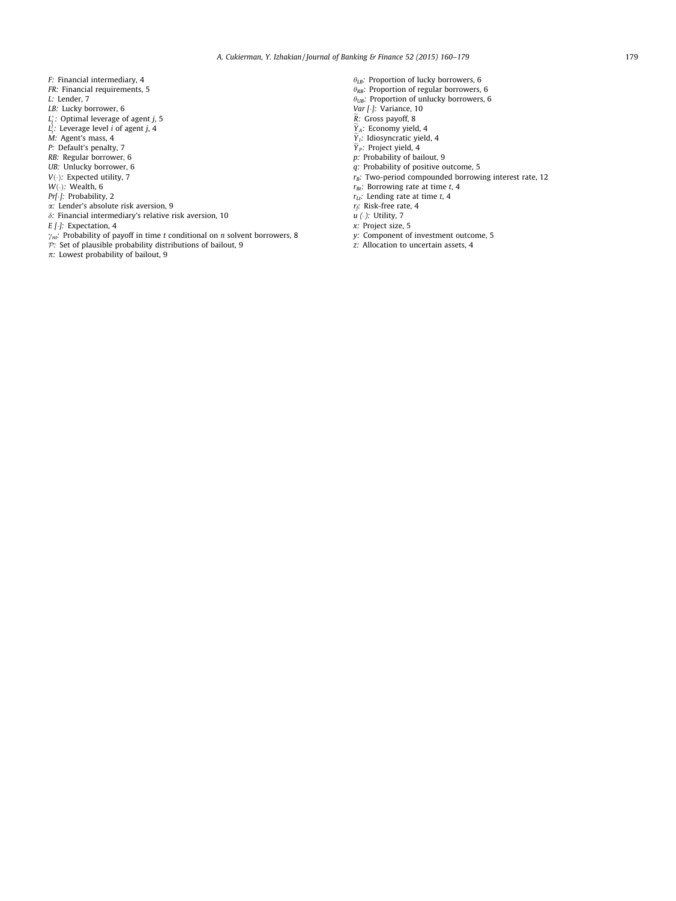*F:* Financial intermediary, 4
*FR:* Financial requirements, 5
*L:* Lender, 7
*LB:* Lucky borrower, 6
$L_j^*$: Optimal leverage of agent *j*, 5
$L_i^j$: Leverage level *i* of agent *j*, 4
*M:* Agent's mass, 4
*P:* Default's penalty, 7
*RB:* Regular borrower, 6
*UB:* Unlucky borrower, 6
$V(\cdot)$: Expected utility, 7
$W(\cdot)$: Wealth, 6
$Pr[\cdot]$: Probability, 2
$\alpha$: Lender's absolute risk aversion, 9
$\delta$: Financial intermediary's relative risk aversion, 10
$E[\cdot]$: Expectation, 4
$\gamma_{nt}$: Probability of payoff in time *t* conditional on *n* solvent borrowers, 8
$\mathcal{P}$: Set of plausible probability distributions of bailout, 9
$\pi$: Lowest probability of bailout, 9
$\theta_{LB}$: Proportion of lucky borrowers, 6
$\theta_{RB}$: Proportion of regular borrowers, 6
$\theta_{UB}$: Proportion of unlucky borrowers, 6
$Var[\cdot]$: Variance, 10
$\widetilde{R}$: Gross payoff, 8
$\widetilde{Y}_A$: Economy yield, 4
$\widetilde{Y}_I$: Idiosyncratic yield, 4
$\widetilde{Y}_P$: Project yield, 4
*p:* Probability of bailout, 9
*q:* Probability of positive outcome, 5
$r_B$: Two-period compounded borrowing interest rate, 12
$r_{Bt}$: Borrowing rate at time *t*, 4
$r_{Lt}$: Lending rate at time *t*, 4
$r_f$: Risk-free rate, 4
$u(\cdot)$: Utility, 7
*x:* Project size, 5
*y:* Component of investment outcome, 5
*z:* Allocation to uncertain assets, 4